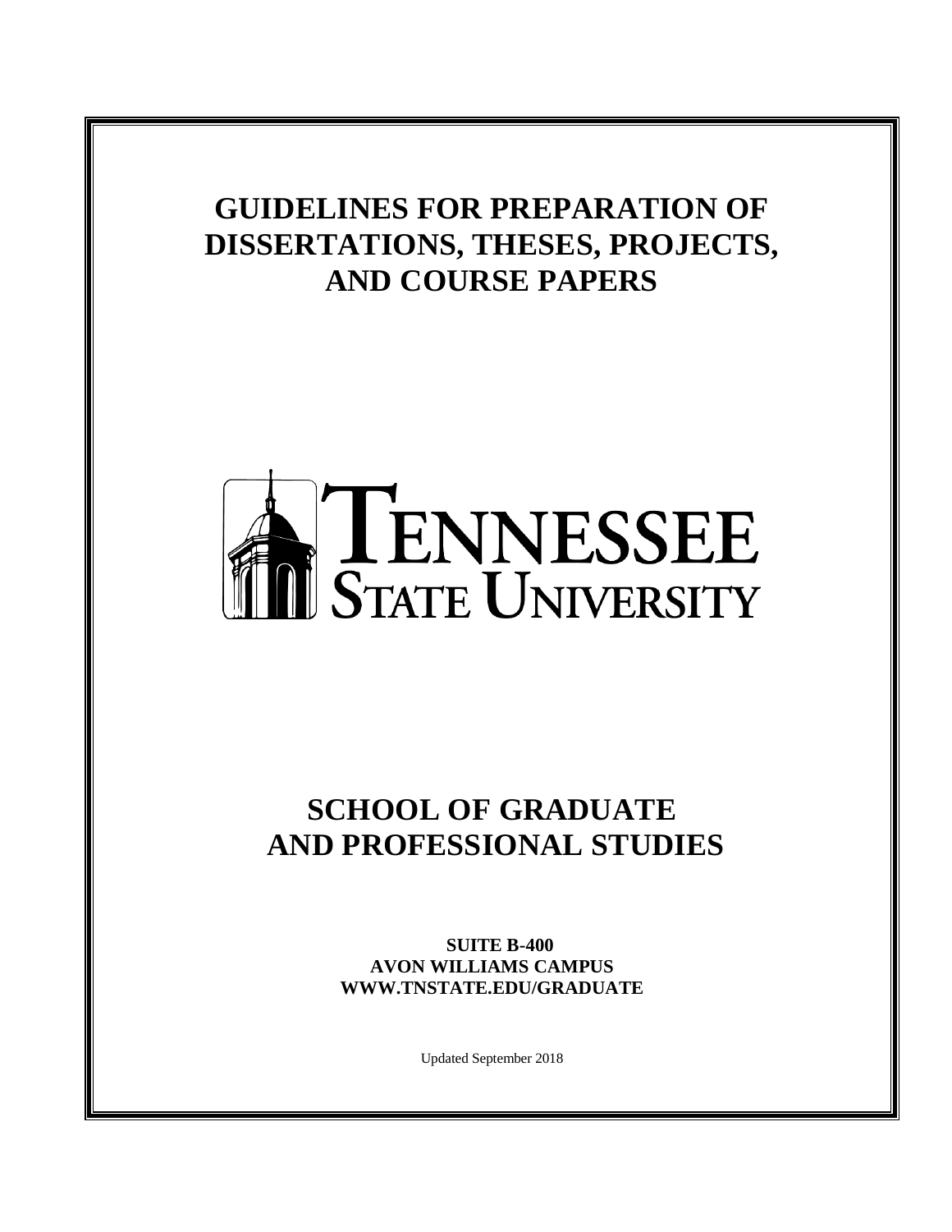# GUIDELINES FOR PREPARATION OF DISSERTATIONS, THESES, PROJECTS, AND COURSE PAPERS

TENNESSEE STATE UNIVERSITY

## SCHOOL OF GRADUATE AND PROFESSIONAL STUDIES

**SUITE B-400**
**AVON WILLIAMS CAMPUS**
**WWW.TNSTATE.EDU/GRADUATE**

Updated September 2018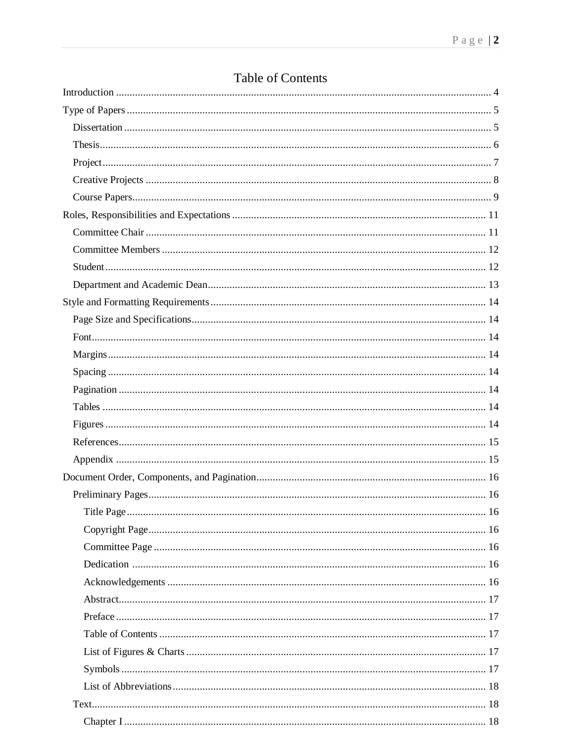# Table of Contents

- Introduction .......... 4
- Type of Papers .......... 5
  - Dissertation .......... 5
  - Thesis .......... 6
  - Project .......... 7
  - Creative Projects .......... 8
  - Course Papers .......... 9
- Roles, Responsibilities and Expectations .......... 11
  - Committee Chair .......... 11
  - Committee Members .......... 12
  - Student .......... 12
  - Department and Academic Dean .......... 13
- Style and Formatting Requirements .......... 14
  - Page Size and Specifications .......... 14
  - Font .......... 14
  - Margins .......... 14
  - Spacing .......... 14
  - Pagination .......... 14
  - Tables .......... 14
  - Figures .......... 14
  - References .......... 15
  - Appendix .......... 15
- Document Order, Components, and Pagination .......... 16
  - Preliminary Pages .......... 16
    - Title Page .......... 16
    - Copyright Page .......... 16
    - Committee Page .......... 16
    - Dedication .......... 16
    - Acknowledgements .......... 16
    - Abstract .......... 17
    - Preface .......... 17
    - Table of Contents .......... 17
    - List of Figures & Charts .......... 17
    - Symbols .......... 17
    - List of Abbreviations .......... 18
  - Text .......... 18
    - Chapter I .......... 18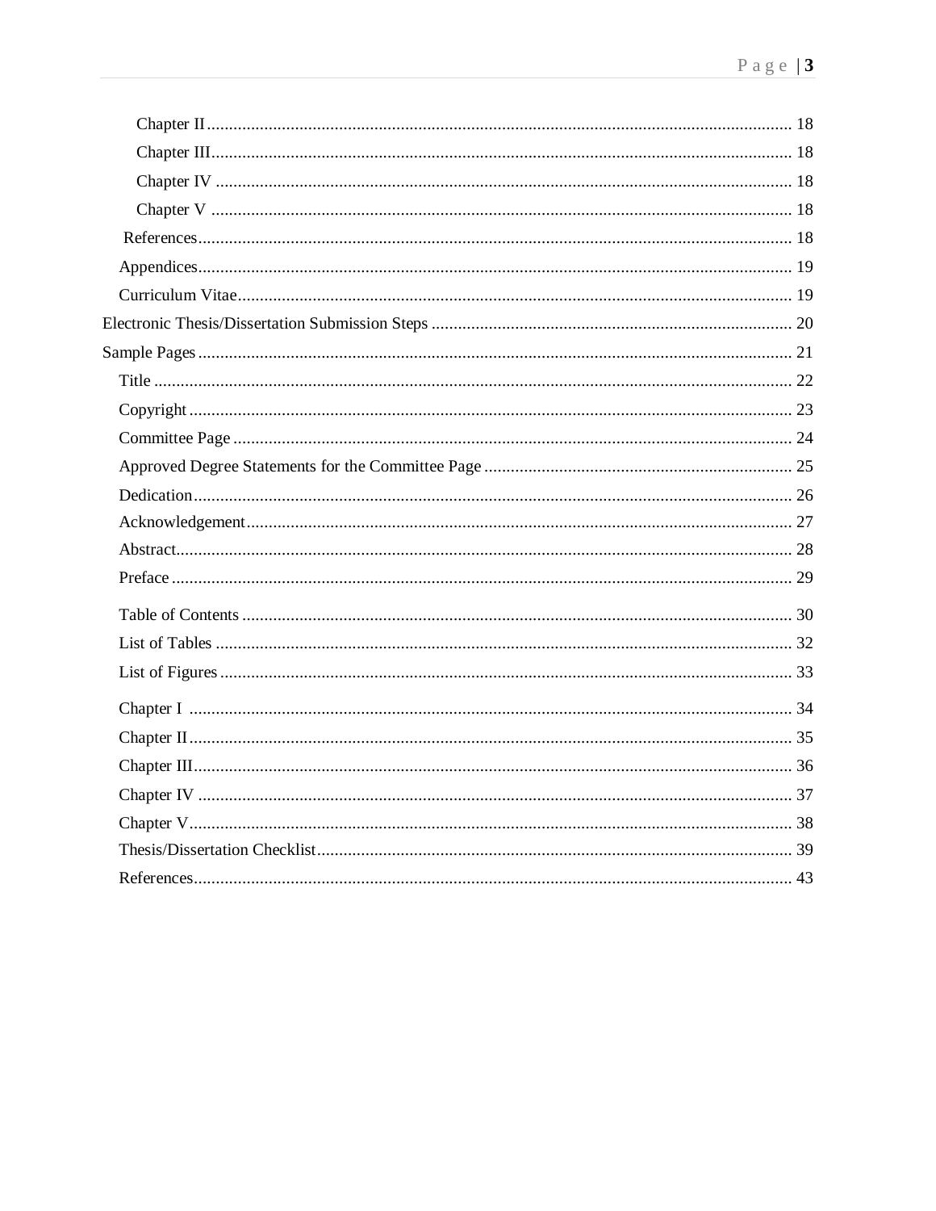Chapter II .................................................................................................................. 18

Chapter III ................................................................................................................. 18

Chapter IV ................................................................................................................. 18

Chapter V .................................................................................................................. 18

References ..................................................................................................................... 18

Appendices ..................................................................................................................... 19

Curriculum Vitae ............................................................................................................ 19

Electronic Thesis/Dissertation Submission Steps ................................................................. 20

Sample Pages ..................................................................................................................... 21

Title ................................................................................................................................. 22

Copyright ........................................................................................................................ 23

Committee Page ............................................................................................................... 24

Approved Degree Statements for the Committee Page ...................................................... 25

Dedication ....................................................................................................................... 26

Acknowledgement ........................................................................................................... 27

Abstract ........................................................................................................................... 28

Preface ............................................................................................................................ 29

Table of Contents ............................................................................................................ 30

List of Tables .................................................................................................................. 32

List of Figures ................................................................................................................. 33

Chapter I ......................................................................................................................... 34

Chapter II ........................................................................................................................ 35

Chapter III ....................................................................................................................... 36

Chapter IV ....................................................................................................................... 37

Chapter V ........................................................................................................................ 38

Thesis/Dissertation Checklist ........................................................................................... 39

References ....................................................................................................................... 43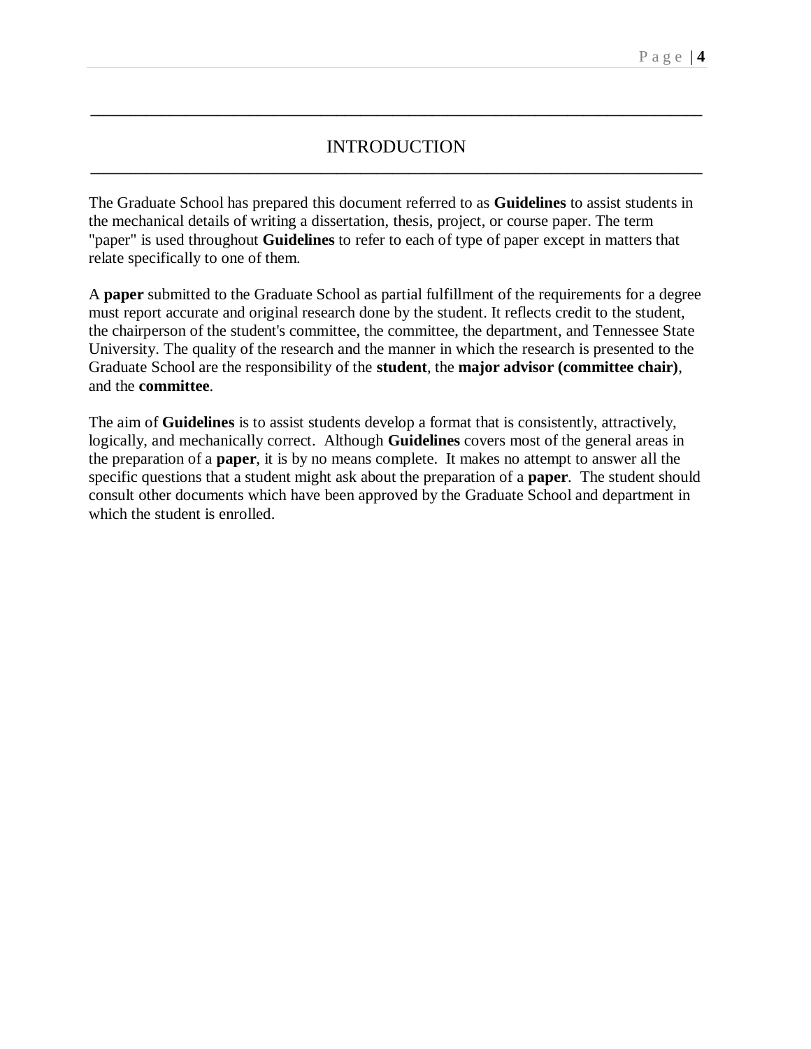# INTRODUCTION

The Graduate School has prepared this document referred to as **Guidelines** to assist students in the mechanical details of writing a dissertation, thesis, project, or course paper. The term "paper" is used throughout **Guidelines** to refer to each of type of paper except in matters that relate specifically to one of them.

A **paper** submitted to the Graduate School as partial fulfillment of the requirements for a degree must report accurate and original research done by the student. It reflects credit to the student, the chairperson of the student's committee, the committee, the department, and Tennessee State University. The quality of the research and the manner in which the research is presented to the Graduate School are the responsibility of the **student**, the **major advisor (committee chair)**, and the **committee**.

The aim of **Guidelines** is to assist students develop a format that is consistently, attractively, logically, and mechanically correct. Although **Guidelines** covers most of the general areas in the preparation of a **paper**, it is by no means complete. It makes no attempt to answer all the specific questions that a student might ask about the preparation of a **paper**. The student should consult other documents which have been approved by the Graduate School and department in which the student is enrolled.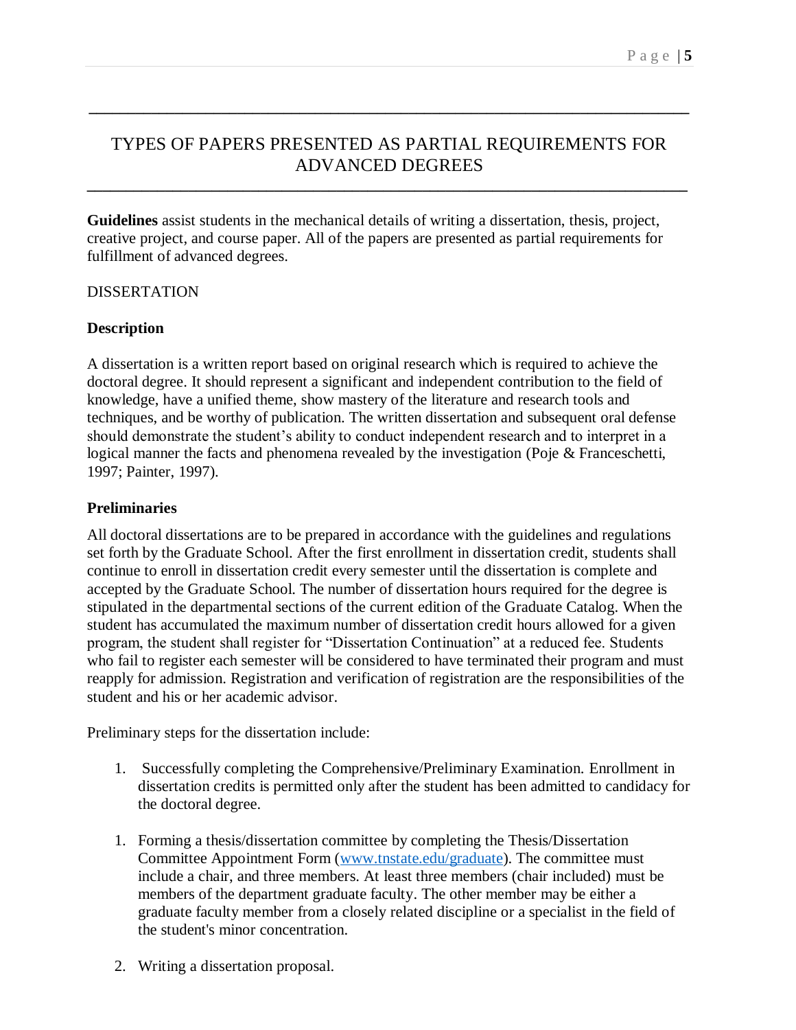# TYPES OF PAPERS PRESENTED AS PARTIAL REQUIREMENTS FOR ADVANCED DEGREES

**Guidelines** assist students in the mechanical details of writing a dissertation, thesis, project, creative project, and course paper. All of the papers are presented as partial requirements for fulfillment of advanced degrees.

## DISSERTATION

### Description

A dissertation is a written report based on original research which is required to achieve the doctoral degree. It should represent a significant and independent contribution to the field of knowledge, have a unified theme, show mastery of the literature and research tools and techniques, and be worthy of publication. The written dissertation and subsequent oral defense should demonstrate the student's ability to conduct independent research and to interpret in a logical manner the facts and phenomena revealed by the investigation (Poje & Franceschetti, 1997; Painter, 1997).

### Preliminaries

All doctoral dissertations are to be prepared in accordance with the guidelines and regulations set forth by the Graduate School. After the first enrollment in dissertation credit, students shall continue to enroll in dissertation credit every semester until the dissertation is complete and accepted by the Graduate School. The number of dissertation hours required for the degree is stipulated in the departmental sections of the current edition of the Graduate Catalog. When the student has accumulated the maximum number of dissertation credit hours allowed for a given program, the student shall register for "Dissertation Continuation" at a reduced fee. Students who fail to register each semester will be considered to have terminated their program and must reapply for admission. Registration and verification of registration are the responsibilities of the student and his or her academic advisor.

Preliminary steps for the dissertation include:

1. Successfully completing the Comprehensive/Preliminary Examination. Enrollment in dissertation credits is permitted only after the student has been admitted to candidacy for the doctoral degree.

1. Forming a thesis/dissertation committee by completing the Thesis/Dissertation Committee Appointment Form (www.tnstate.edu/graduate). The committee must include a chair, and three members. At least three members (chair included) must be members of the department graduate faculty. The other member may be either a graduate faculty member from a closely related discipline or a specialist in the field of the student's minor concentration.

2. Writing a dissertation proposal.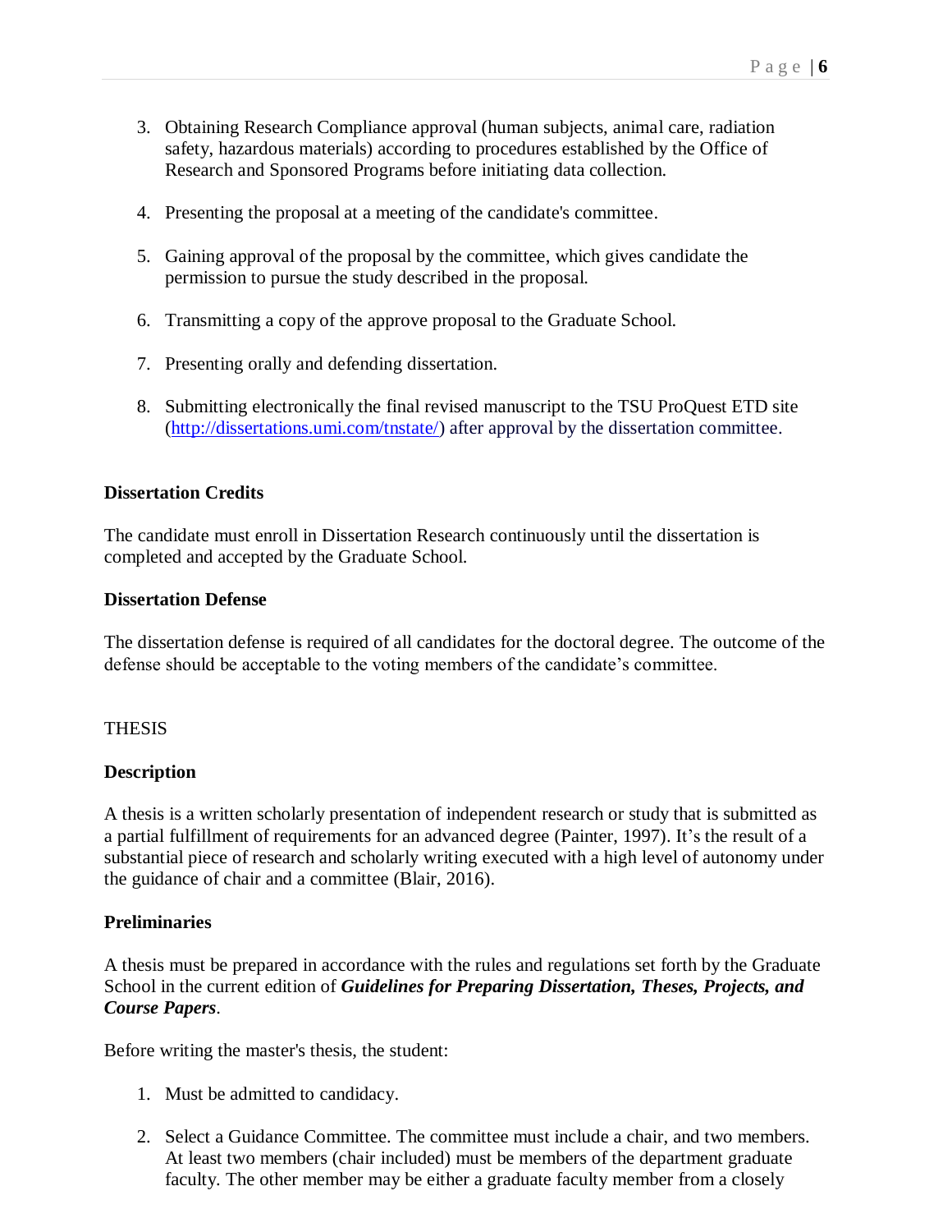3. Obtaining Research Compliance approval (human subjects, animal care, radiation safety, hazardous materials) according to procedures established by the Office of Research and Sponsored Programs before initiating data collection.

4. Presenting the proposal at a meeting of the candidate's committee.

5. Gaining approval of the proposal by the committee, which gives candidate the permission to pursue the study described in the proposal.

6. Transmitting a copy of the approve proposal to the Graduate School.

7. Presenting orally and defending dissertation.

8. Submitting electronically the final revised manuscript to the TSU ProQuest ETD site (http://dissertations.umi.com/tnstate/) after approval by the dissertation committee.

**Dissertation Credits**

The candidate must enroll in Dissertation Research continuously until the dissertation is completed and accepted by the Graduate School.

**Dissertation Defense**

The dissertation defense is required of all candidates for the doctoral degree. The outcome of the defense should be acceptable to the voting members of the candidate's committee.

THESIS

**Description**

A thesis is a written scholarly presentation of independent research or study that is submitted as a partial fulfillment of requirements for an advanced degree (Painter, 1997). It's the result of a substantial piece of research and scholarly writing executed with a high level of autonomy under the guidance of chair and a committee (Blair, 2016).

**Preliminaries**

A thesis must be prepared in accordance with the rules and regulations set forth by the Graduate School in the current edition of ***Guidelines for Preparing Dissertation, Theses, Projects, and Course Papers***.

Before writing the master's thesis, the student:

1. Must be admitted to candidacy.

2. Select a Guidance Committee. The committee must include a chair, and two members. At least two members (chair included) must be members of the department graduate faculty. The other member may be either a graduate faculty member from a closely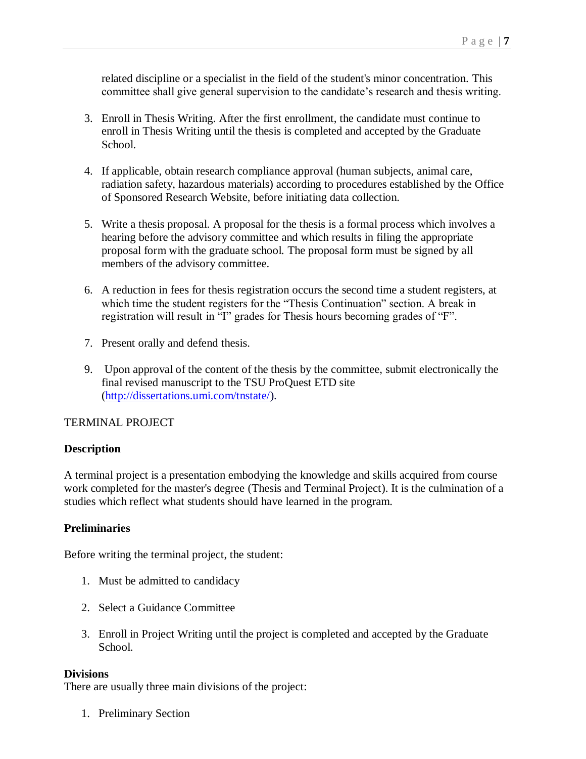related discipline or a specialist in the field of the student's minor concentration. This committee shall give general supervision to the candidate's research and thesis writing.

3. Enroll in Thesis Writing. After the first enrollment, the candidate must continue to enroll in Thesis Writing until the thesis is completed and accepted by the Graduate School.

4. If applicable, obtain research compliance approval (human subjects, animal care, radiation safety, hazardous materials) according to procedures established by the Office of Sponsored Research Website, before initiating data collection.

5. Write a thesis proposal. A proposal for the thesis is a formal process which involves a hearing before the advisory committee and which results in filing the appropriate proposal form with the graduate school. The proposal form must be signed by all members of the advisory committee.

6. A reduction in fees for thesis registration occurs the second time a student registers, at which time the student registers for the "Thesis Continuation" section. A break in registration will result in "I" grades for Thesis hours becoming grades of "F".

7. Present orally and defend thesis.

9. Upon approval of the content of the thesis by the committee, submit electronically the final revised manuscript to the TSU ProQuest ETD site (http://dissertations.umi.com/tnstate/).

TERMINAL PROJECT

**Description**

A terminal project is a presentation embodying the knowledge and skills acquired from course work completed for the master's degree (Thesis and Terminal Project). It is the culmination of a studies which reflect what students should have learned in the program.

**Preliminaries**

Before writing the terminal project, the student:

1. Must be admitted to candidacy

2. Select a Guidance Committee

3. Enroll in Project Writing until the project is completed and accepted by the Graduate School.

**Divisions**

There are usually three main divisions of the project:

1. Preliminary Section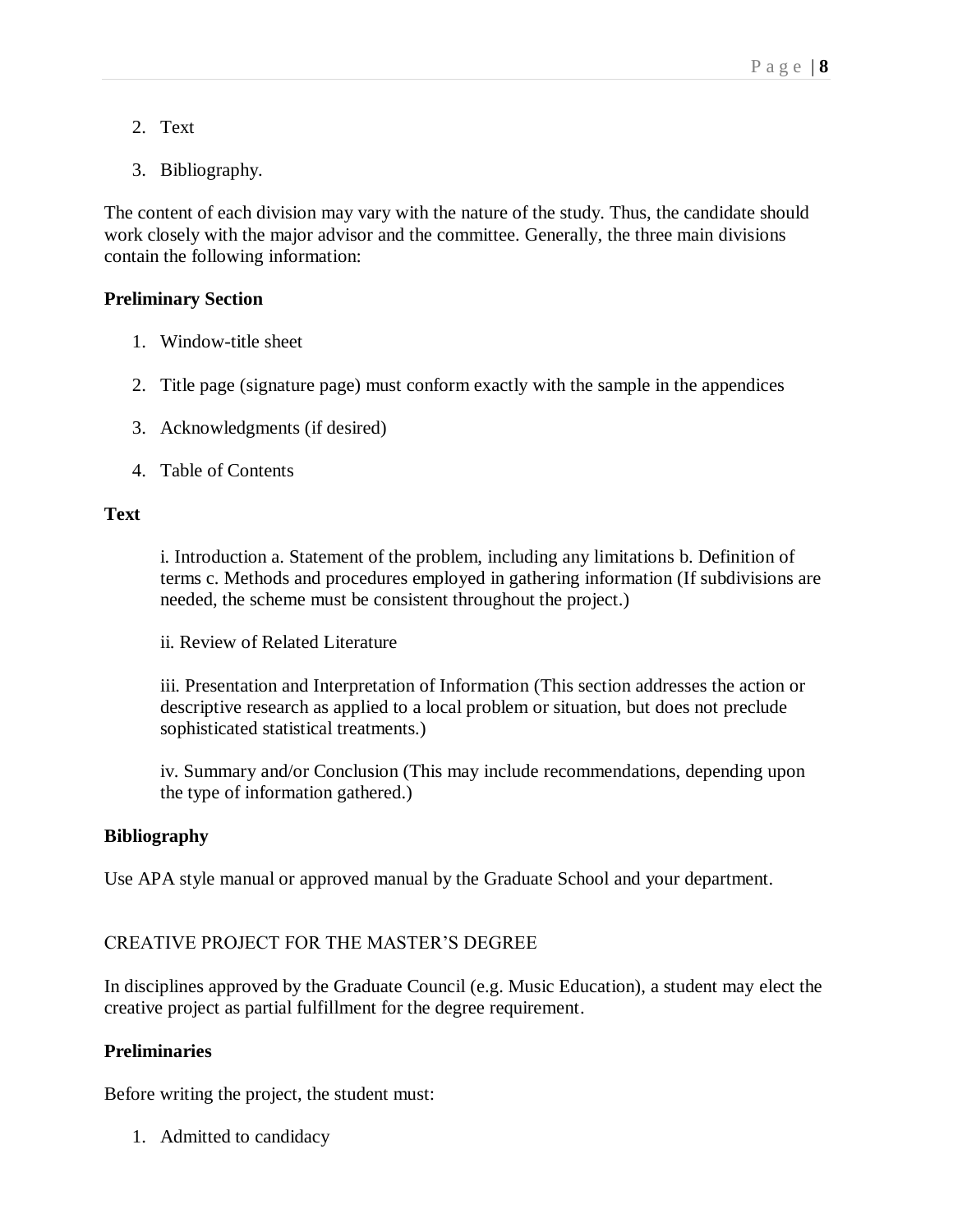2. Text

3. Bibliography.

The content of each division may vary with the nature of the study. Thus, the candidate should work closely with the major advisor and the committee. Generally, the three main divisions contain the following information:

**Preliminary Section**

1. Window-title sheet
2. Title page (signature page) must conform exactly with the sample in the appendices
3. Acknowledgments (if desired)
4. Table of Contents

**Text**

> i. Introduction a. Statement of the problem, including any limitations b. Definition of terms c. Methods and procedures employed in gathering information (If subdivisions are needed, the scheme must be consistent throughout the project.)
>
> ii. Review of Related Literature
>
> iii. Presentation and Interpretation of Information (This section addresses the action or descriptive research as applied to a local problem or situation, but does not preclude sophisticated statistical treatments.)
>
> iv. Summary and/or Conclusion (This may include recommendations, depending upon the type of information gathered.)

**Bibliography**

Use APA style manual or approved manual by the Graduate School and your department.

CREATIVE PROJECT FOR THE MASTER'S DEGREE

In disciplines approved by the Graduate Council (e.g. Music Education), a student may elect the creative project as partial fulfillment for the degree requirement.

**Preliminaries**

Before writing the project, the student must:

1. Admitted to candidacy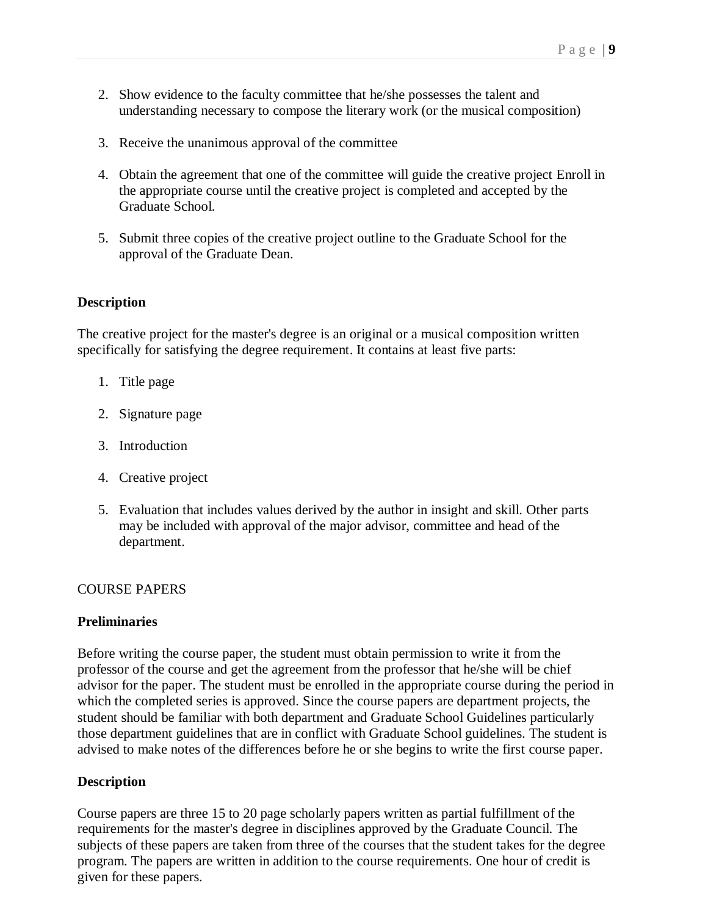2. Show evidence to the faculty committee that he/she possesses the talent and understanding necessary to compose the literary work (or the musical composition)

3. Receive the unanimous approval of the committee

4. Obtain the agreement that one of the committee will guide the creative project Enroll in the appropriate course until the creative project is completed and accepted by the Graduate School.

5. Submit three copies of the creative project outline to the Graduate School for the approval of the Graduate Dean.

**Description**

The creative project for the master's degree is an original or a musical composition written specifically for satisfying the degree requirement. It contains at least five parts:

1. Title page

2. Signature page

3. Introduction

4. Creative project

5. Evaluation that includes values derived by the author in insight and skill. Other parts may be included with approval of the major advisor, committee and head of the department.

COURSE PAPERS

**Preliminaries**

Before writing the course paper, the student must obtain permission to write it from the professor of the course and get the agreement from the professor that he/she will be chief advisor for the paper. The student must be enrolled in the appropriate course during the period in which the completed series is approved. Since the course papers are department projects, the student should be familiar with both department and Graduate School Guidelines particularly those department guidelines that are in conflict with Graduate School guidelines. The student is advised to make notes of the differences before he or she begins to write the first course paper.

**Description**

Course papers are three 15 to 20 page scholarly papers written as partial fulfillment of the requirements for the master's degree in disciplines approved by the Graduate Council. The subjects of these papers are taken from three of the courses that the student takes for the degree program. The papers are written in addition to the course requirements. One hour of credit is given for these papers.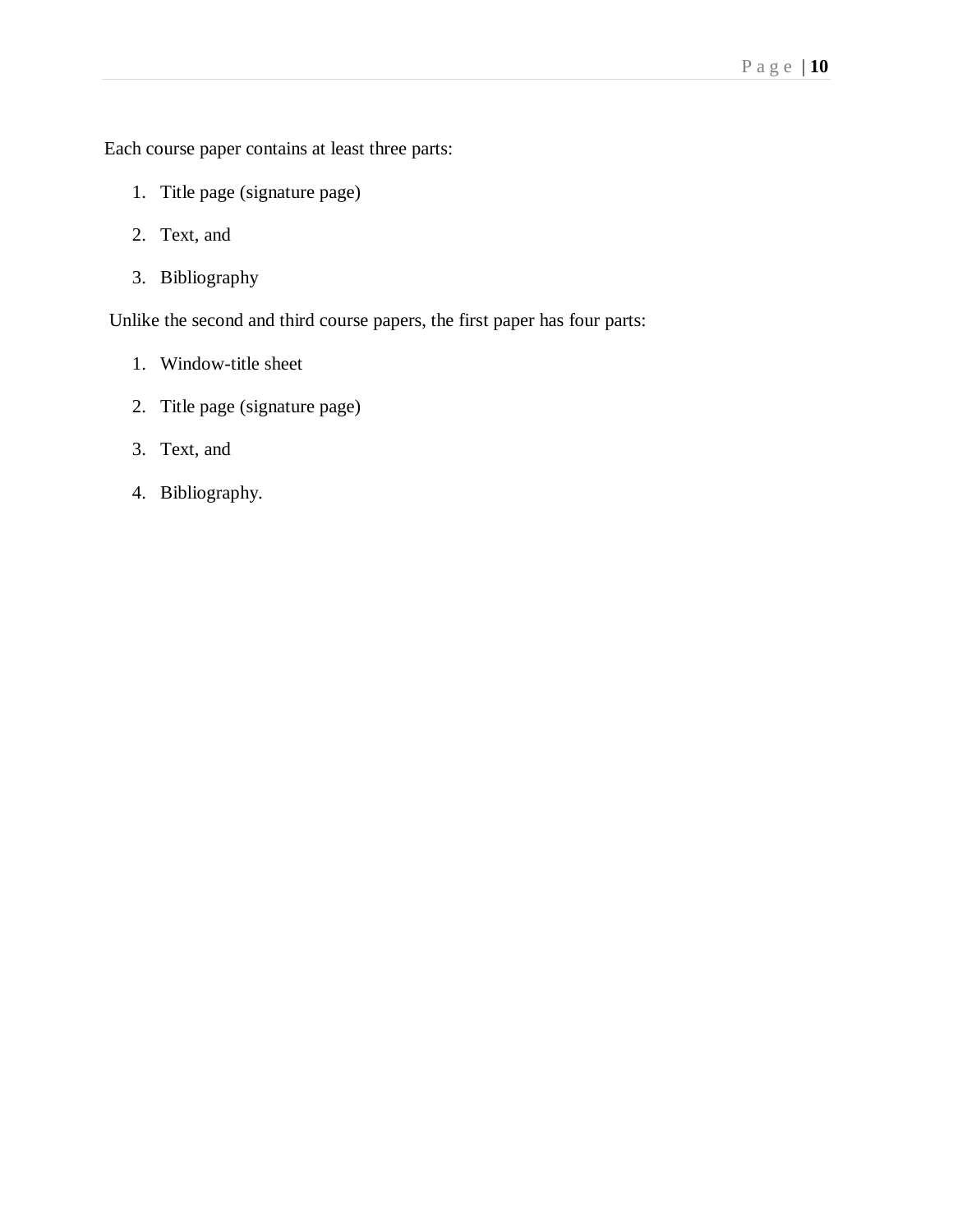Each course paper contains at least three parts:

1. Title page (signature page)
2. Text, and
3. Bibliography

Unlike the second and third course papers, the first paper has four parts:

1. Window-title sheet
2. Title page (signature page)
3. Text, and
4. Bibliography.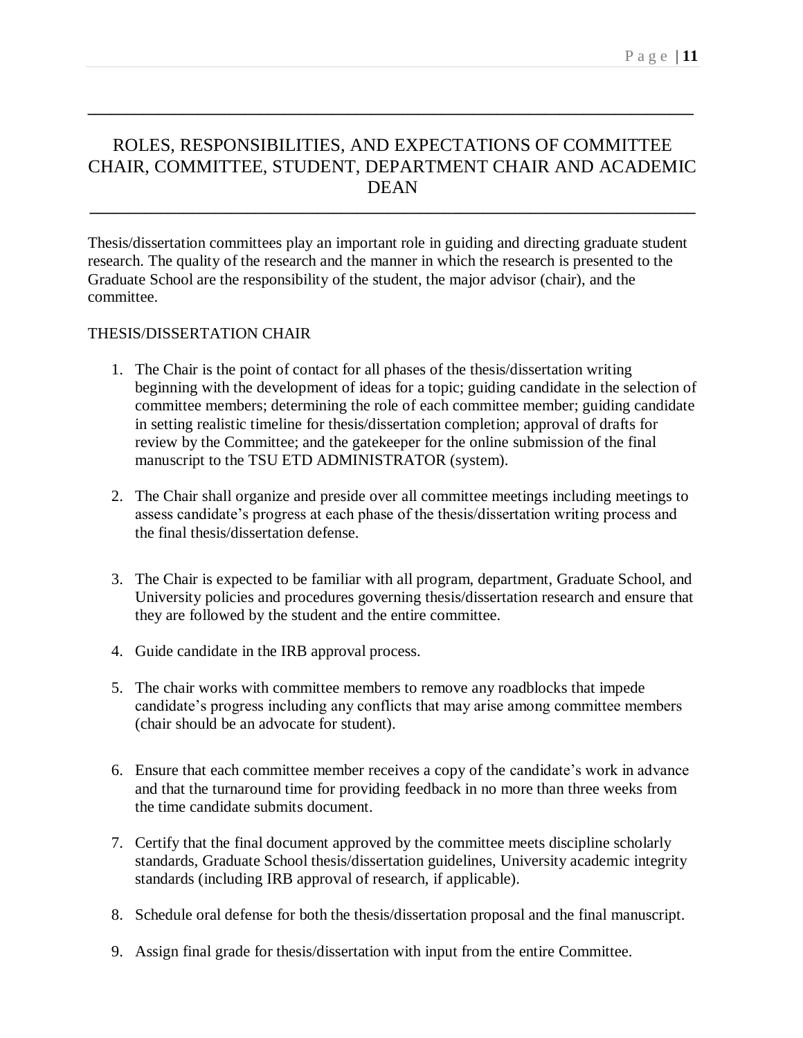# ROLES, RESPONSIBILITIES, AND EXPECTATIONS OF COMMITTEE CHAIR, COMMITTEE, STUDENT, DEPARTMENT CHAIR AND ACADEMIC DEAN

Thesis/dissertation committees play an important role in guiding and directing graduate student research. The quality of the research and the manner in which the research is presented to the Graduate School are the responsibility of the student, the major advisor (chair), and the committee.

## THESIS/DISSERTATION CHAIR

1. The Chair is the point of contact for all phases of the thesis/dissertation writing beginning with the development of ideas for a topic; guiding candidate in the selection of committee members; determining the role of each committee member; guiding candidate in setting realistic timeline for thesis/dissertation completion; approval of drafts for review by the Committee; and the gatekeeper for the online submission of the final manuscript to the TSU ETD ADMINISTRATOR (system).

2. The Chair shall organize and preside over all committee meetings including meetings to assess candidate's progress at each phase of the thesis/dissertation writing process and the final thesis/dissertation defense.

3. The Chair is expected to be familiar with all program, department, Graduate School, and University policies and procedures governing thesis/dissertation research and ensure that they are followed by the student and the entire committee.

4. Guide candidate in the IRB approval process.

5. The chair works with committee members to remove any roadblocks that impede candidate's progress including any conflicts that may arise among committee members (chair should be an advocate for student).

6. Ensure that each committee member receives a copy of the candidate's work in advance and that the turnaround time for providing feedback in no more than three weeks from the time candidate submits document.

7. Certify that the final document approved by the committee meets discipline scholarly standards, Graduate School thesis/dissertation guidelines, University academic integrity standards (including IRB approval of research, if applicable).

8. Schedule oral defense for both the thesis/dissertation proposal and the final manuscript.

9. Assign final grade for thesis/dissertation with input from the entire Committee.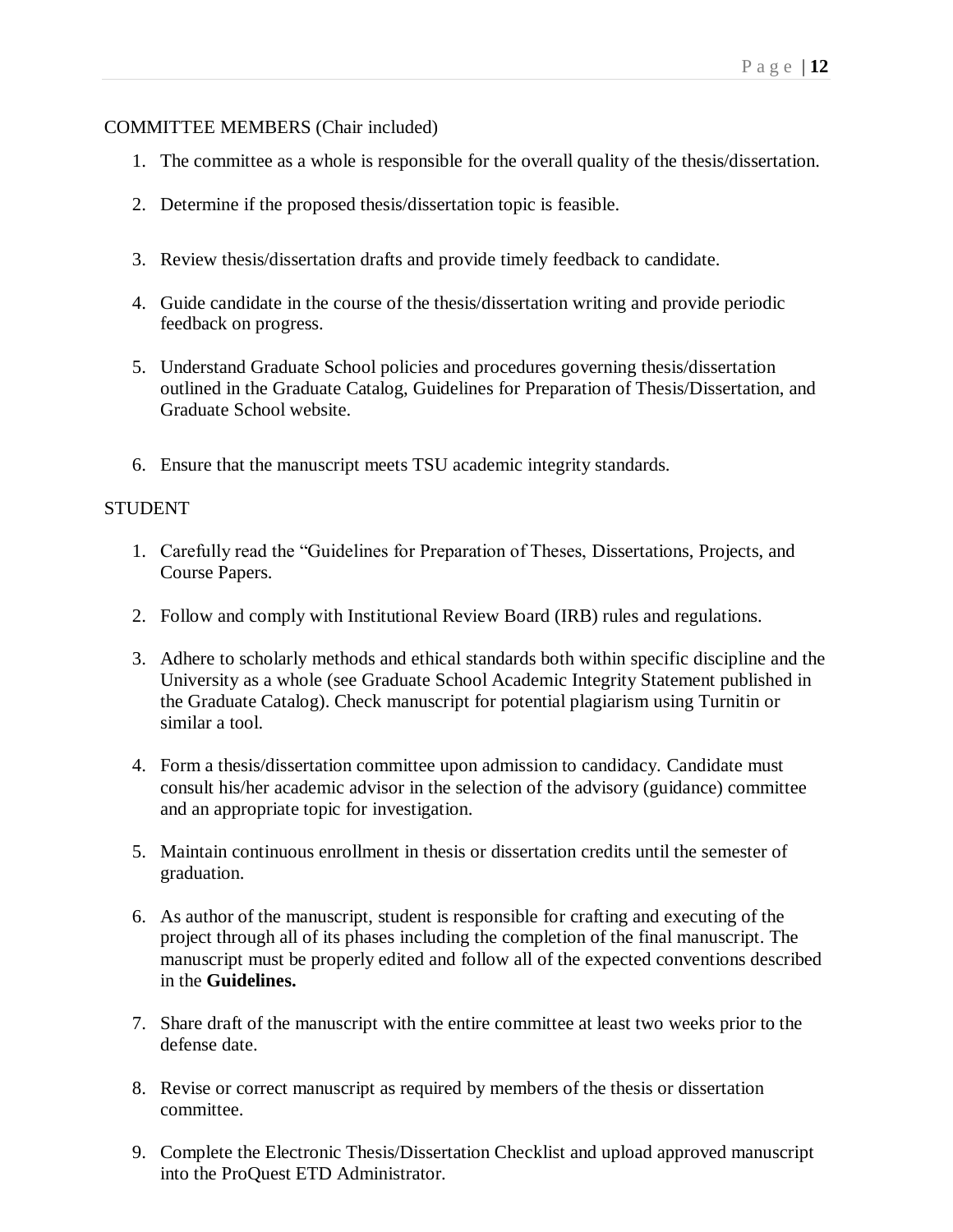COMMITTEE MEMBERS (Chair included)

1. The committee as a whole is responsible for the overall quality of the thesis/dissertation.

2. Determine if the proposed thesis/dissertation topic is feasible.

3. Review thesis/dissertation drafts and provide timely feedback to candidate.

4. Guide candidate in the course of the thesis/dissertation writing and provide periodic feedback on progress.

5. Understand Graduate School policies and procedures governing thesis/dissertation outlined in the Graduate Catalog, Guidelines for Preparation of Thesis/Dissertation, and Graduate School website.

6. Ensure that the manuscript meets TSU academic integrity standards.

STUDENT

1. Carefully read the “Guidelines for Preparation of Theses, Dissertations, Projects, and Course Papers.

2. Follow and comply with Institutional Review Board (IRB) rules and regulations.

3. Adhere to scholarly methods and ethical standards both within specific discipline and the University as a whole (see Graduate School Academic Integrity Statement published in the Graduate Catalog). Check manuscript for potential plagiarism using Turnitin or similar a tool.

4. Form a thesis/dissertation committee upon admission to candidacy. Candidate must consult his/her academic advisor in the selection of the advisory (guidance) committee and an appropriate topic for investigation.

5. Maintain continuous enrollment in thesis or dissertation credits until the semester of graduation.

6. As author of the manuscript, student is responsible for crafting and executing of the project through all of its phases including the completion of the final manuscript. The manuscript must be properly edited and follow all of the expected conventions described in the **Guidelines.**

7. Share draft of the manuscript with the entire committee at least two weeks prior to the defense date.

8. Revise or correct manuscript as required by members of the thesis or dissertation committee.

9. Complete the Electronic Thesis/Dissertation Checklist and upload approved manuscript into the ProQuest ETD Administrator.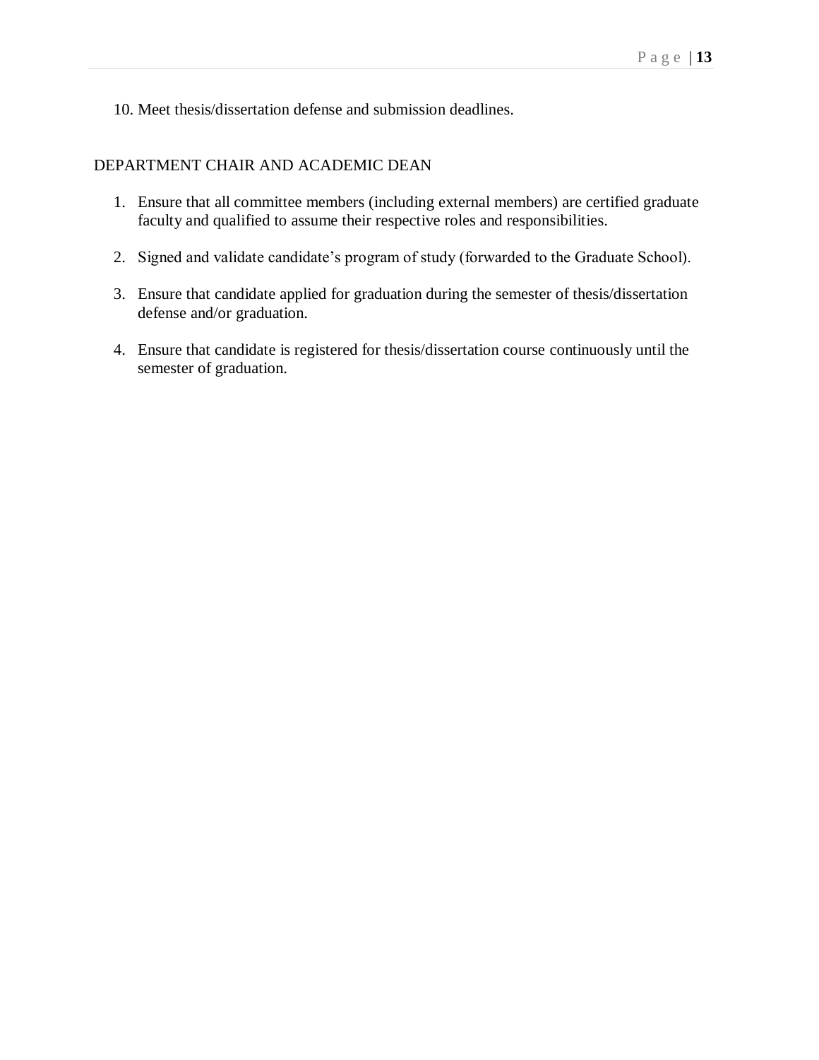10. Meet thesis/dissertation defense and submission deadlines.

DEPARTMENT CHAIR AND ACADEMIC DEAN

1. Ensure that all committee members (including external members) are certified graduate faculty and qualified to assume their respective roles and responsibilities.

2. Signed and validate candidate's program of study (forwarded to the Graduate School).

3. Ensure that candidate applied for graduation during the semester of thesis/dissertation defense and/or graduation.

4. Ensure that candidate is registered for thesis/dissertation course continuously until the semester of graduation.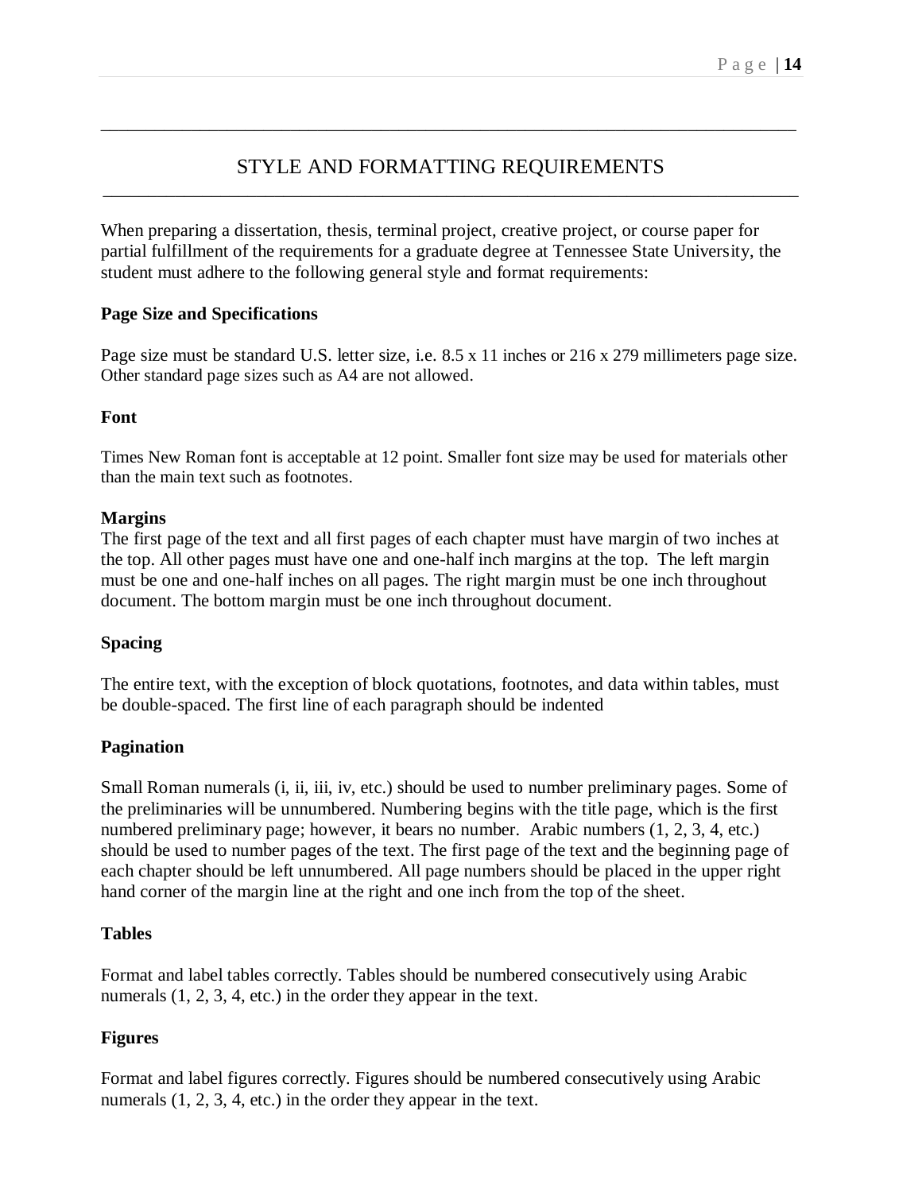## STYLE AND FORMATTING REQUIREMENTS

When preparing a dissertation, thesis, terminal project, creative project, or course paper for partial fulfillment of the requirements for a graduate degree at Tennessee State University, the student must adhere to the following general style and format requirements:

### Page Size and Specifications

Page size must be standard U.S. letter size, i.e. 8.5 x 11 inches or 216 x 279 millimeters page size. Other standard page sizes such as A4 are not allowed.

### Font

Times New Roman font is acceptable at 12 point. Smaller font size may be used for materials other than the main text such as footnotes.

### Margins

The first page of the text and all first pages of each chapter must have margin of two inches at the top. All other pages must have one and one-half inch margins at the top. The left margin must be one and one-half inches on all pages. The right margin must be one inch throughout document. The bottom margin must be one inch throughout document.

### Spacing

The entire text, with the exception of block quotations, footnotes, and data within tables, must be double-spaced. The first line of each paragraph should be indented

### Pagination

Small Roman numerals (i, ii, iii, iv, etc.) should be used to number preliminary pages. Some of the preliminaries will be unnumbered. Numbering begins with the title page, which is the first numbered preliminary page; however, it bears no number. Arabic numbers (1, 2, 3, 4, etc.) should be used to number pages of the text. The first page of the text and the beginning page of each chapter should be left unnumbered. All page numbers should be placed in the upper right hand corner of the margin line at the right and one inch from the top of the sheet.

### Tables

Format and label tables correctly. Tables should be numbered consecutively using Arabic numerals (1, 2, 3, 4, etc.) in the order they appear in the text.

### Figures

Format and label figures correctly. Figures should be numbered consecutively using Arabic numerals (1, 2, 3, 4, etc.) in the order they appear in the text.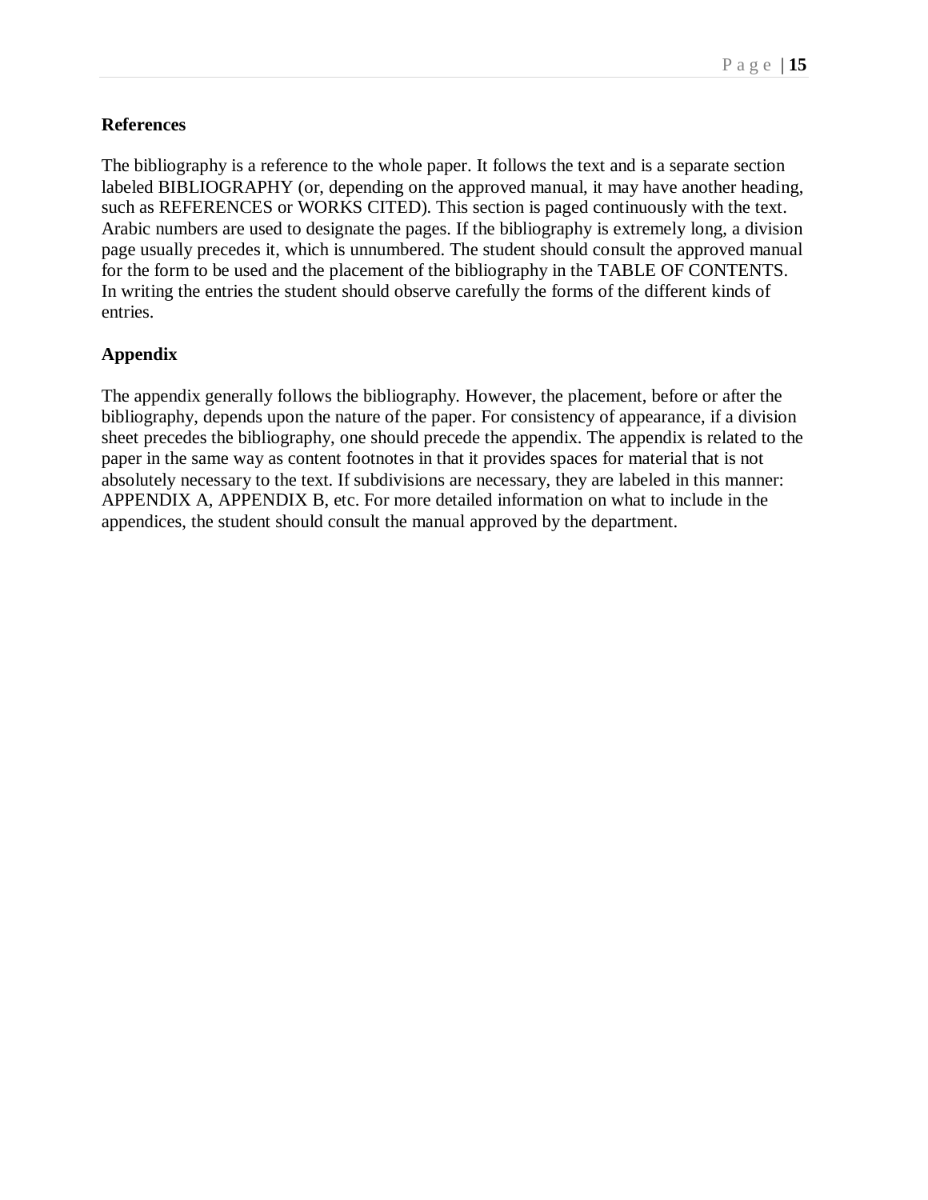**References**

The bibliography is a reference to the whole paper. It follows the text and is a separate section labeled BIBLIOGRAPHY (or, depending on the approved manual, it may have another heading, such as REFERENCES or WORKS CITED). This section is paged continuously with the text. Arabic numbers are used to designate the pages. If the bibliography is extremely long, a division page usually precedes it, which is unnumbered. The student should consult the approved manual for the form to be used and the placement of the bibliography in the TABLE OF CONTENTS. In writing the entries the student should observe carefully the forms of the different kinds of entries.

**Appendix**

The appendix generally follows the bibliography. However, the placement, before or after the bibliography, depends upon the nature of the paper. For consistency of appearance, if a division sheet precedes the bibliography, one should precede the appendix. The appendix is related to the paper in the same way as content footnotes in that it provides spaces for material that is not absolutely necessary to the text. If subdivisions are necessary, they are labeled in this manner: APPENDIX A, APPENDIX B, etc. For more detailed information on what to include in the appendices, the student should consult the manual approved by the department.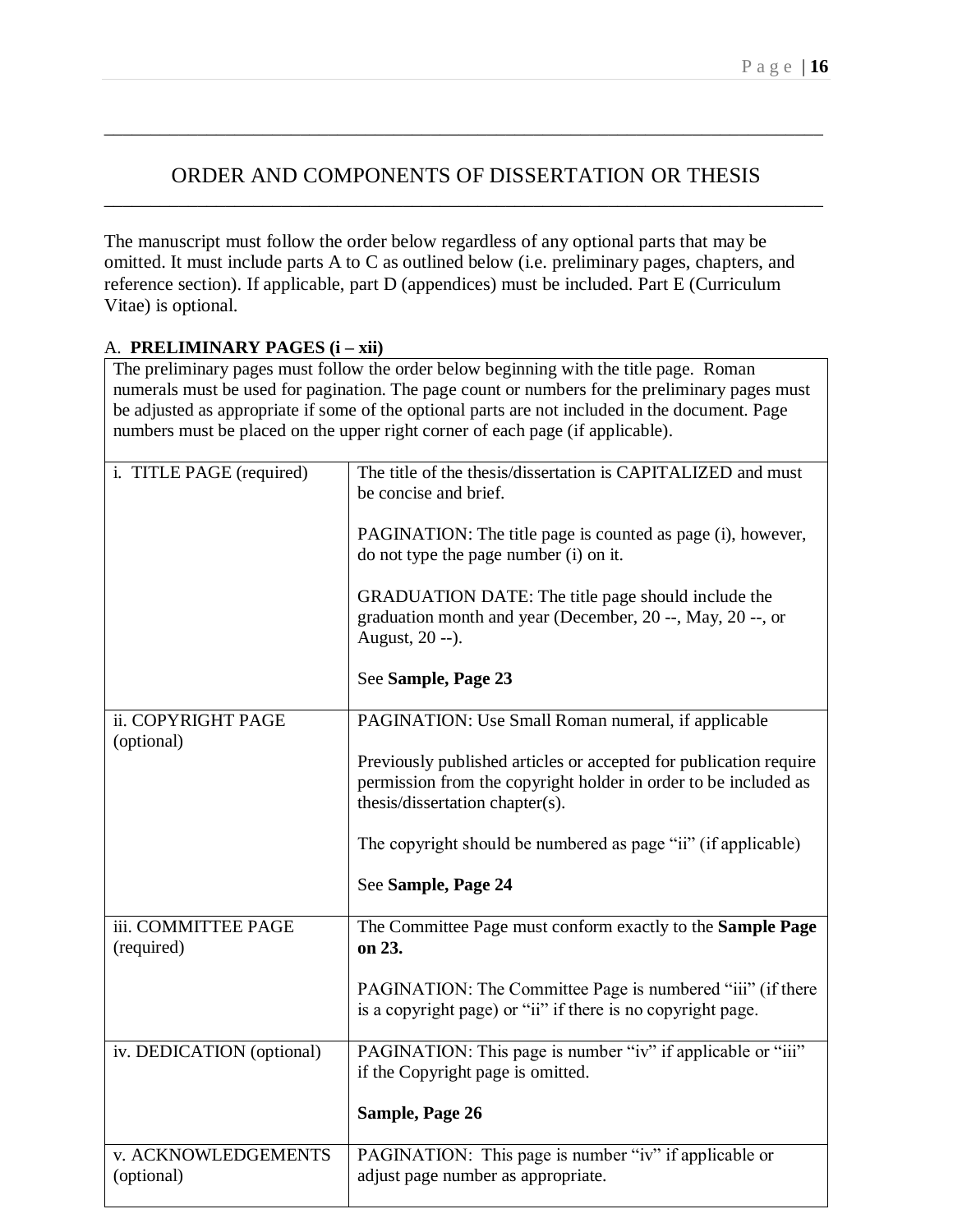# ORDER AND COMPONENTS OF DISSERTATION OR THESIS

The manuscript must follow the order below regardless of any optional parts that may be omitted. It must include parts A to C as outlined below (i.e. preliminary pages, chapters, and reference section). If applicable, part D (appendices) must be included. Part E (Curriculum Vitae) is optional.

A. **PRELIMINARY PAGES (i – xii)**

| The preliminary pages must follow the order below beginning with the title page. Roman numerals must be used for pagination. The page count or numbers for the preliminary pages must be adjusted as appropriate if some of the optional parts are not included in the document. Page numbers must be placed on the upper right corner of each page (if applicable). | |
|---|---|
| i. TITLE PAGE (required) | The title of the thesis/dissertation is CAPITALIZED and must be concise and brief.<br><br>PAGINATION: The title page is counted as page (i), however, do not type the page number (i) on it.<br><br>GRADUATION DATE: The title page should include the graduation month and year (December, 20 --, May, 20 --, or August, 20 --).<br><br>See **Sample, Page 23** |
| ii. COPYRIGHT PAGE (optional) | PAGINATION: Use Small Roman numeral, if applicable<br><br>Previously published articles or accepted for publication require permission from the copyright holder in order to be included as thesis/dissertation chapter(s).<br><br>The copyright should be numbered as page “ii” (if applicable)<br><br>See **Sample, Page 24** |
| iii. COMMITTEE PAGE (required) | The Committee Page must conform exactly to the **Sample Page on 23.**<br><br>PAGINATION: The Committee Page is numbered “iii” (if there is a copyright page) or “ii” if there is no copyright page. |
| iv. DEDICATION (optional) | PAGINATION: This page is number “iv” if applicable or “iii” if the Copyright page is omitted.<br><br>**Sample, Page 26** |
| v. ACKNOWLEDGEMENTS (optional) | PAGINATION: This page is number “iv” if applicable or adjust page number as appropriate. |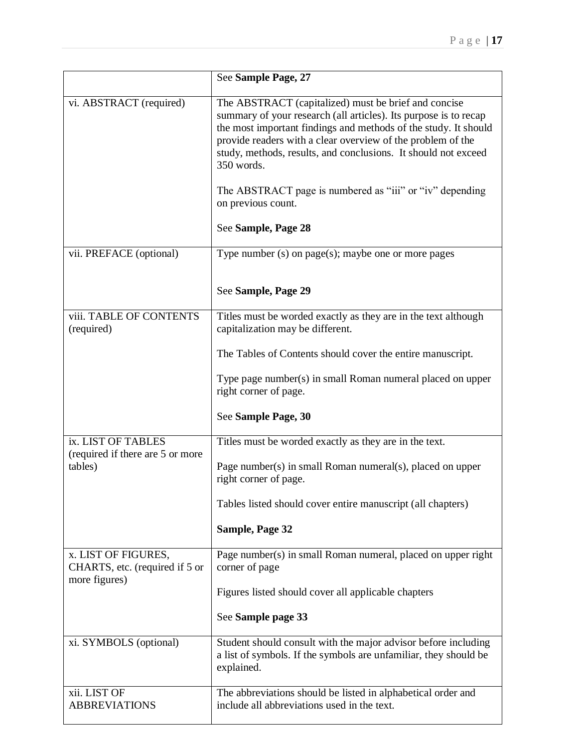| | |
|---|---|
| | See **Sample Page, 27** |
| vi. ABSTRACT (required) | The ABSTRACT (capitalized) must be brief and concise summary of your research (all articles). Its purpose is to recap the most important findings and methods of the study. It should provide readers with a clear overview of the problem of the study, methods, results, and conclusions. It should not exceed 350 words.<br><br>The ABSTRACT page is numbered as “iii” or “iv” depending on previous count.<br><br>See **Sample, Page 28** |
| vii. PREFACE (optional) | Type number (s) on page(s); maybe one or more pages<br><br>See **Sample, Page 29** |
| viii. TABLE OF CONTENTS (required) | Titles must be worded exactly as they are in the text although capitalization may be different.<br><br>The Tables of Contents should cover the entire manuscript.<br><br>Type page number(s) in small Roman numeral placed on upper right corner of page.<br><br>See **Sample Page, 30** |
| ix. LIST OF TABLES (required if there are 5 or more tables) | Titles must be worded exactly as they are in the text.<br><br>Page number(s) in small Roman numeral(s), placed on upper right corner of page.<br><br>Tables listed should cover entire manuscript (all chapters)<br><br>**Sample, Page 32** |
| x. LIST OF FIGURES, CHARTS, etc. (required if 5 or more figures) | Page number(s) in small Roman numeral, placed on upper right corner of page<br><br>Figures listed should cover all applicable chapters<br><br>See **Sample page 33** |
| xi. SYMBOLS (optional) | Student should consult with the major advisor before including a list of symbols. If the symbols are unfamiliar, they should be explained. |
| xii. LIST OF ABBREVIATIONS | The abbreviations should be listed in alphabetical order and include all abbreviations used in the text. |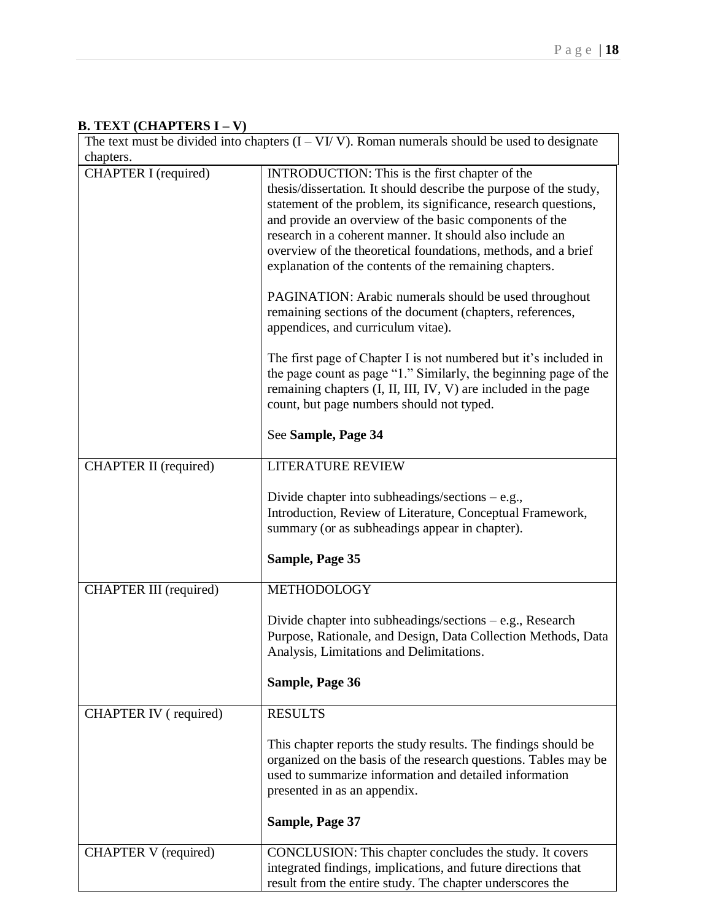**B. TEXT (CHAPTERS I – V)**

| The text must be divided into chapters (I – VI/ V). Roman numerals should be used to designate chapters. | |
|---|---|
| CHAPTER I (required) | INTRODUCTION: This is the first chapter of the thesis/dissertation. It should describe the purpose of the study, statement of the problem, its significance, research questions, and provide an overview of the basic components of the research in a coherent manner. It should also include an overview of the theoretical foundations, methods, and a brief explanation of the contents of the remaining chapters.<br><br>PAGINATION: Arabic numerals should be used throughout remaining sections of the document (chapters, references, appendices, and curriculum vitae).<br><br>The first page of Chapter I is not numbered but it's included in the page count as page "1." Similarly, the beginning page of the remaining chapters (I, II, III, IV, V) are included in the page count, but page numbers should not typed.<br><br>See **Sample, Page 34** |
| CHAPTER II (required) | LITERATURE REVIEW<br><br>Divide chapter into subheadings/sections – e.g., Introduction, Review of Literature, Conceptual Framework, summary (or as subheadings appear in chapter).<br><br>**Sample, Page 35** |
| CHAPTER III (required) | METHODOLOGY<br><br>Divide chapter into subheadings/sections – e.g., Research Purpose, Rationale, and Design, Data Collection Methods, Data Analysis, Limitations and Delimitations.<br><br>**Sample, Page 36** |
| CHAPTER IV ( required) | RESULTS<br><br>This chapter reports the study results. The findings should be organized on the basis of the research questions. Tables may be used to summarize information and detailed information presented in as an appendix.<br><br>**Sample, Page 37** |
| CHAPTER V (required) | CONCLUSION: This chapter concludes the study. It covers integrated findings, implications, and future directions that result from the entire study. The chapter underscores the |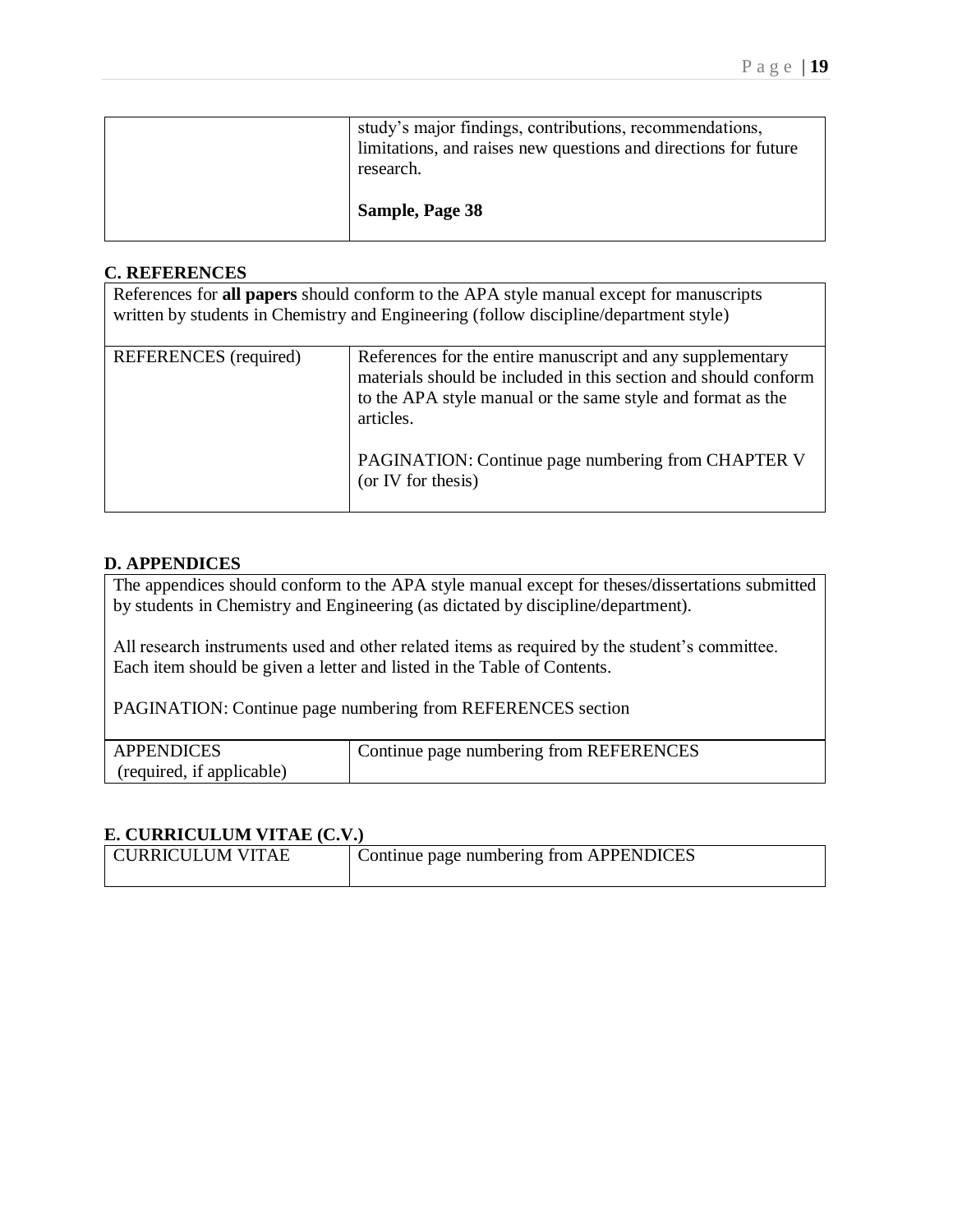| | |
|---|---|
| | study's major findings, contributions, recommendations, limitations, and raises new questions and directions for future research.<br><br>**Sample, Page 38** |

**C. REFERENCES**

References for **all papers** should conform to the APA style manual except for manuscripts written by students in Chemistry and Engineering (follow discipline/department style)

| | |
|---|---|
| REFERENCES (required) | References for the entire manuscript and any supplementary materials should be included in this section and should conform to the APA style manual or the same style and format as the articles.<br><br>PAGINATION: Continue page numbering from CHAPTER V (or IV for thesis) |

**D. APPENDICES**

The appendices should conform to the APA style manual except for theses/dissertations submitted by students in Chemistry and Engineering (as dictated by discipline/department).

All research instruments used and other related items as required by the student's committee. Each item should be given a letter and listed in the Table of Contents.

PAGINATION: Continue page numbering from REFERENCES section

| | |
|---|---|
| APPENDICES (required, if applicable) | Continue page numbering from REFERENCES |

**E. CURRICULUM VITAE (C.V.)**

| | |
|---|---|
| CURRICULUM VITAE | Continue page numbering from APPENDICES |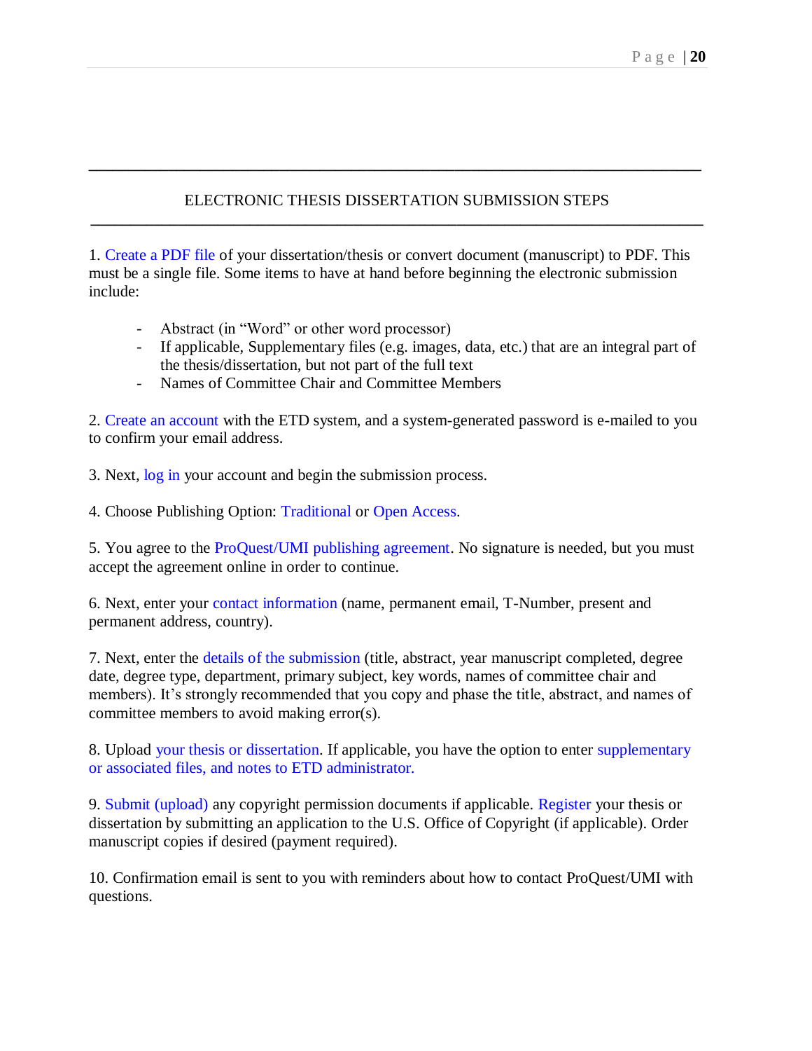## ELECTRONIC THESIS DISSERTATION SUBMISSION STEPS

1. Create a PDF file of your dissertation/thesis or convert document (manuscript) to PDF. This must be a single file. Some items to have at hand before beginning the electronic submission include:

   - Abstract (in "Word" or other word processor)
   - If applicable, Supplementary files (e.g. images, data, etc.) that are an integral part of the thesis/dissertation, but not part of the full text
   - Names of Committee Chair and Committee Members

2. Create an account with the ETD system, and a system-generated password is e-mailed to you to confirm your email address.

3. Next, log in your account and begin the submission process.

4. Choose Publishing Option: Traditional or Open Access.

5. You agree to the ProQuest/UMI publishing agreement. No signature is needed, but you must accept the agreement online in order to continue.

6. Next, enter your contact information (name, permanent email, T-Number, present and permanent address, country).

7. Next, enter the details of the submission (title, abstract, year manuscript completed, degree date, degree type, department, primary subject, key words, names of committee chair and members). It's strongly recommended that you copy and phase the title, abstract, and names of committee members to avoid making error(s).

8. Upload your thesis or dissertation. If applicable, you have the option to enter supplementary or associated files, and notes to ETD administrator.

9. Submit (upload) any copyright permission documents if applicable. Register your thesis or dissertation by submitting an application to the U.S. Office of Copyright (if applicable). Order manuscript copies if desired (payment required).

10. Confirmation email is sent to you with reminders about how to contact ProQuest/UMI with questions.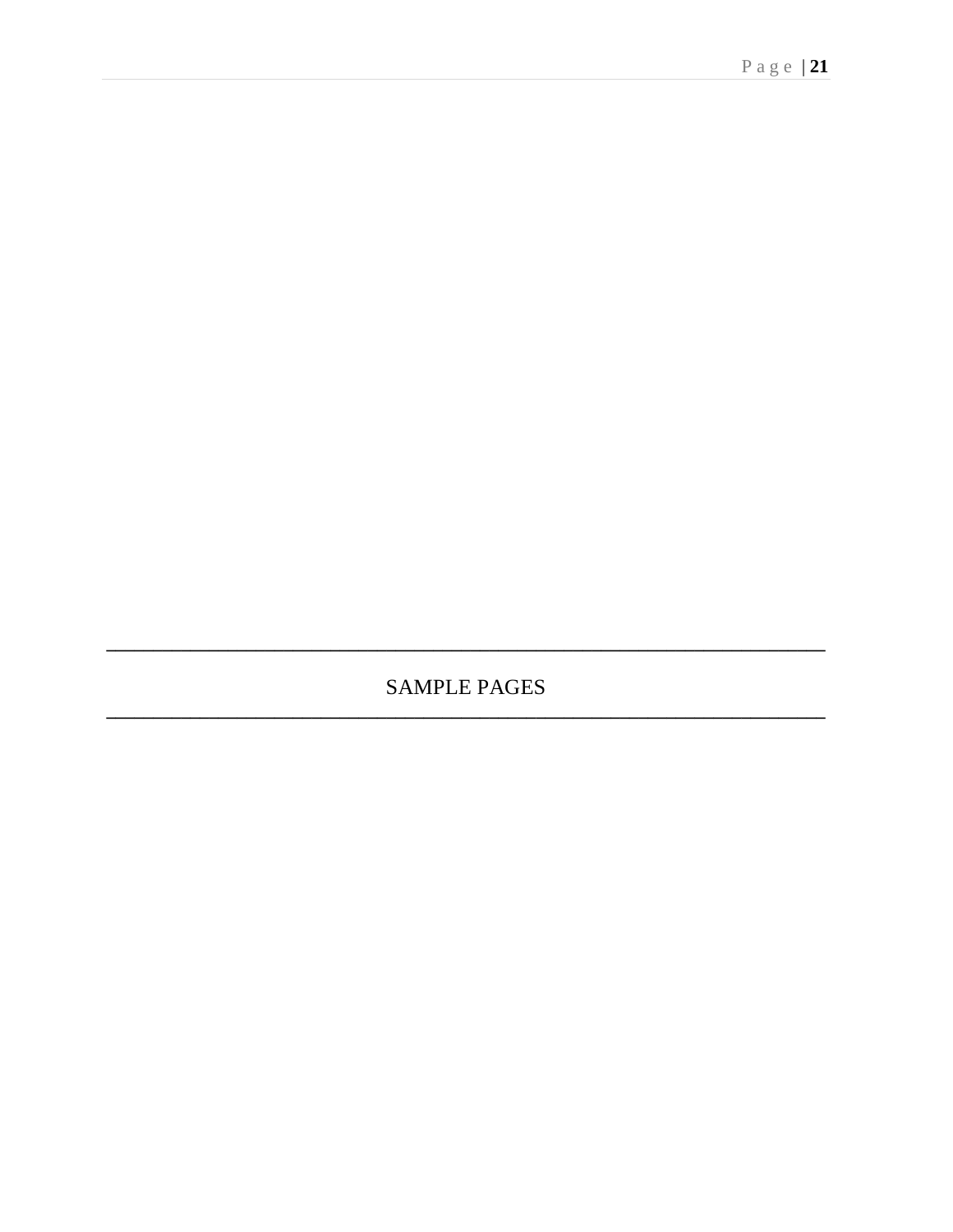---

SAMPLE PAGES

---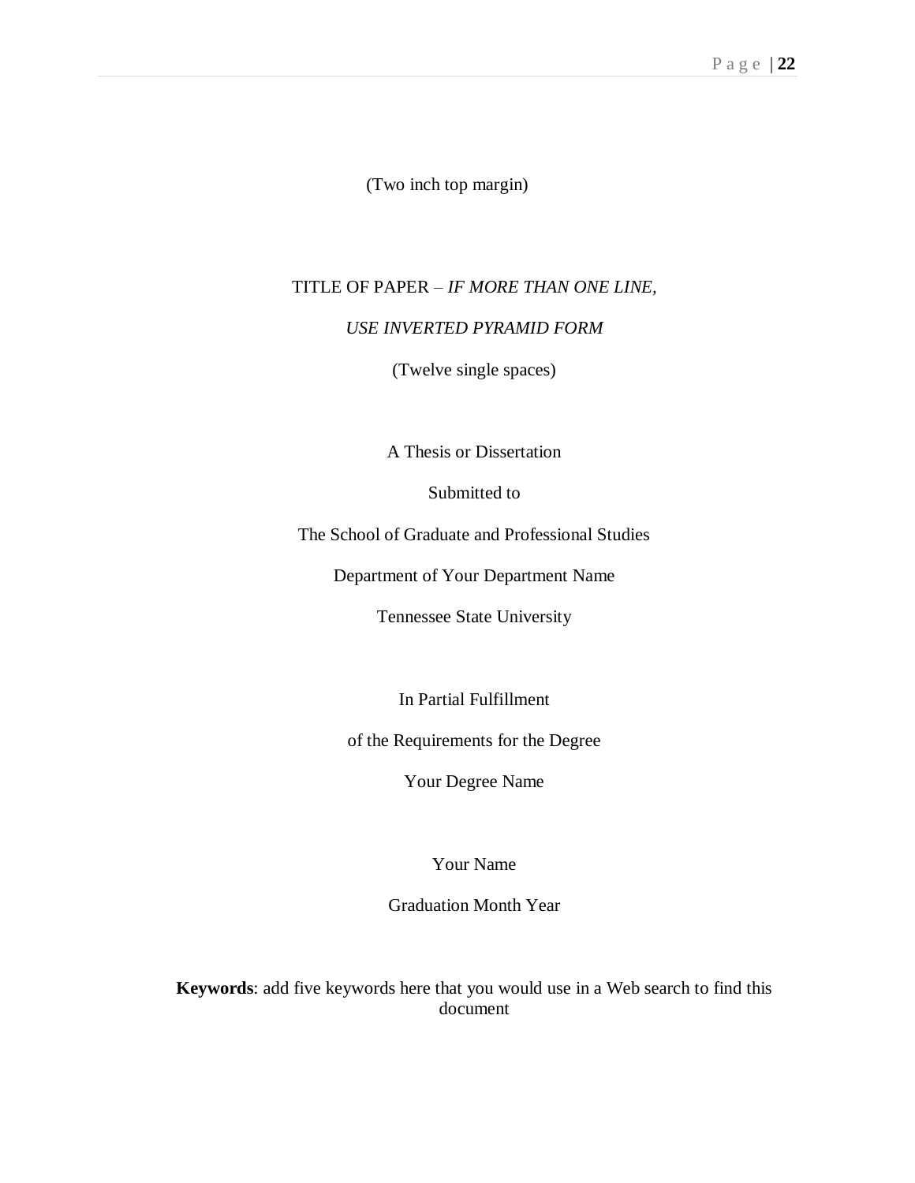(Two inch top margin)

TITLE OF PAPER – *IF MORE THAN ONE LINE,*

*USE INVERTED PYRAMID FORM*

(Twelve single spaces)

A Thesis or Dissertation

Submitted to

The School of Graduate and Professional Studies

Department of Your Department Name

Tennessee State University

In Partial Fulfillment

of the Requirements for the Degree

Your Degree Name

Your Name

Graduation Month Year

**Keywords**: add five keywords here that you would use in a Web search to find this document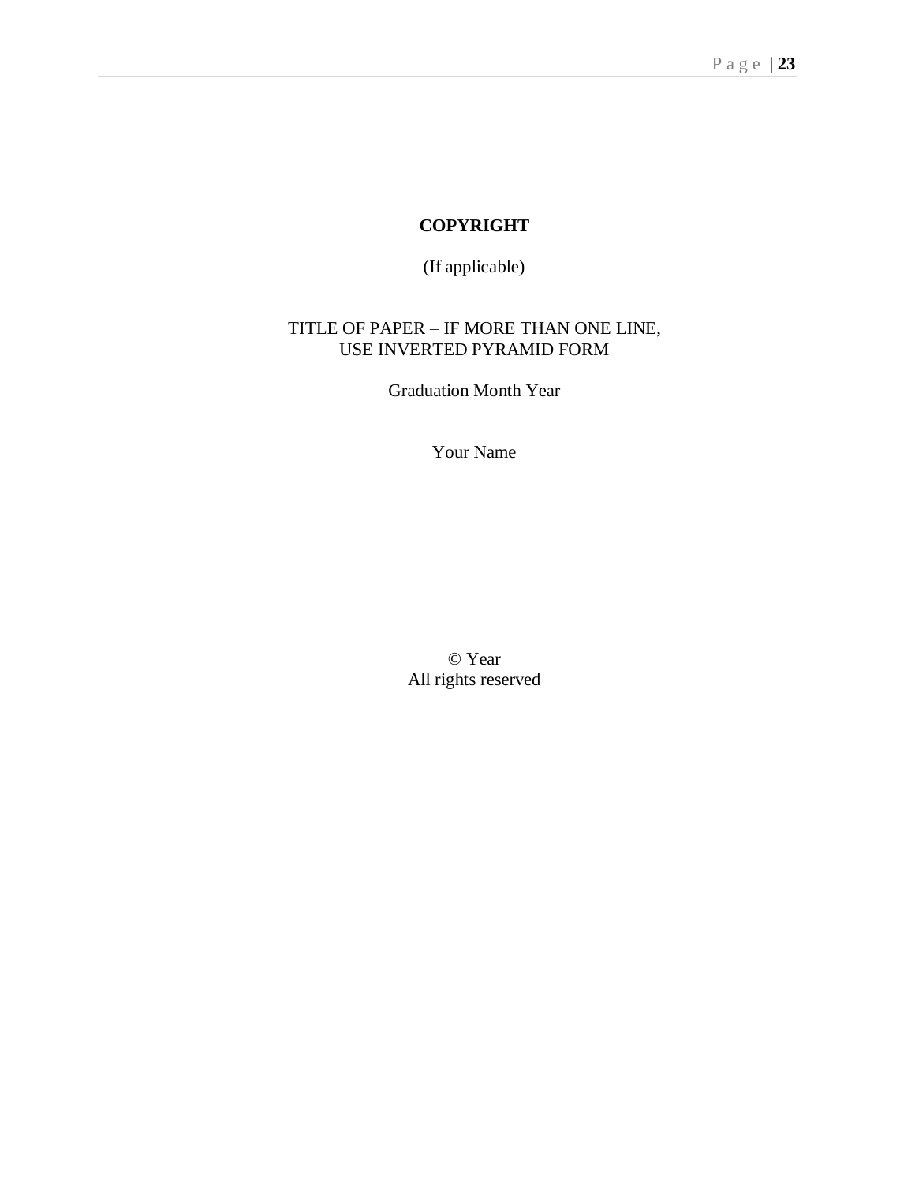**COPYRIGHT**

(If applicable)

TITLE OF PAPER – IF MORE THAN ONE LINE,
USE INVERTED PYRAMID FORM

Graduation Month Year

Your Name

© Year
All rights reserved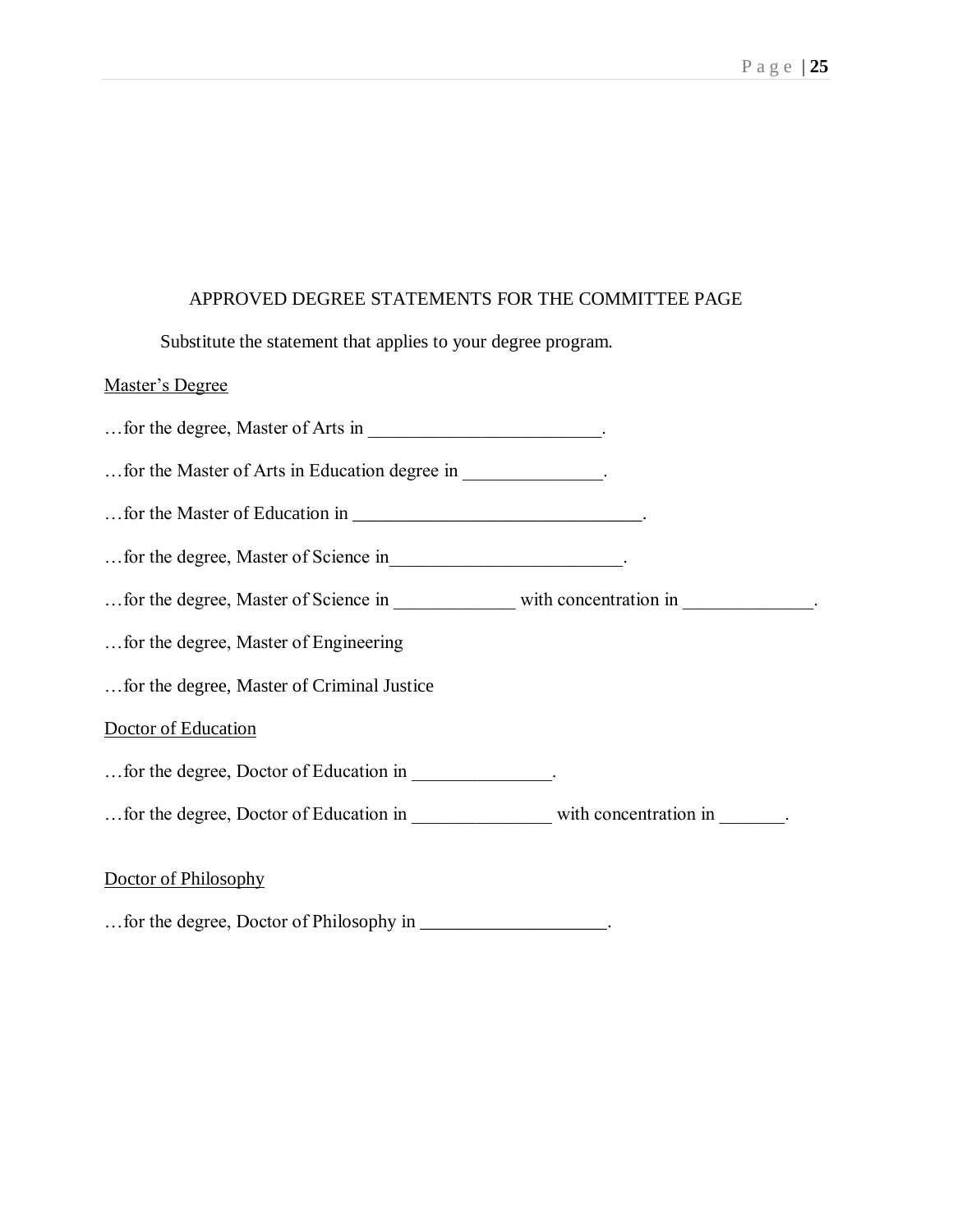## APPROVED DEGREE STATEMENTS FOR THE COMMITTEE PAGE

Substitute the statement that applies to your degree program.

Master's Degree

…for the degree, Master of Arts in _________________________.

…for the Master of Arts in Education degree in _______________.

…for the Master of Education in _______________________________.

…for the degree, Master of Science in_________________________.

…for the degree, Master of Science in _____________ with concentration in ______________.

…for the degree, Master of Engineering

…for the degree, Master of Criminal Justice

Doctor of Education

…for the degree, Doctor of Education in _______________.

…for the degree, Doctor of Education in _______________ with concentration in _______.

Doctor of Philosophy

…for the degree, Doctor of Philosophy in ____________________.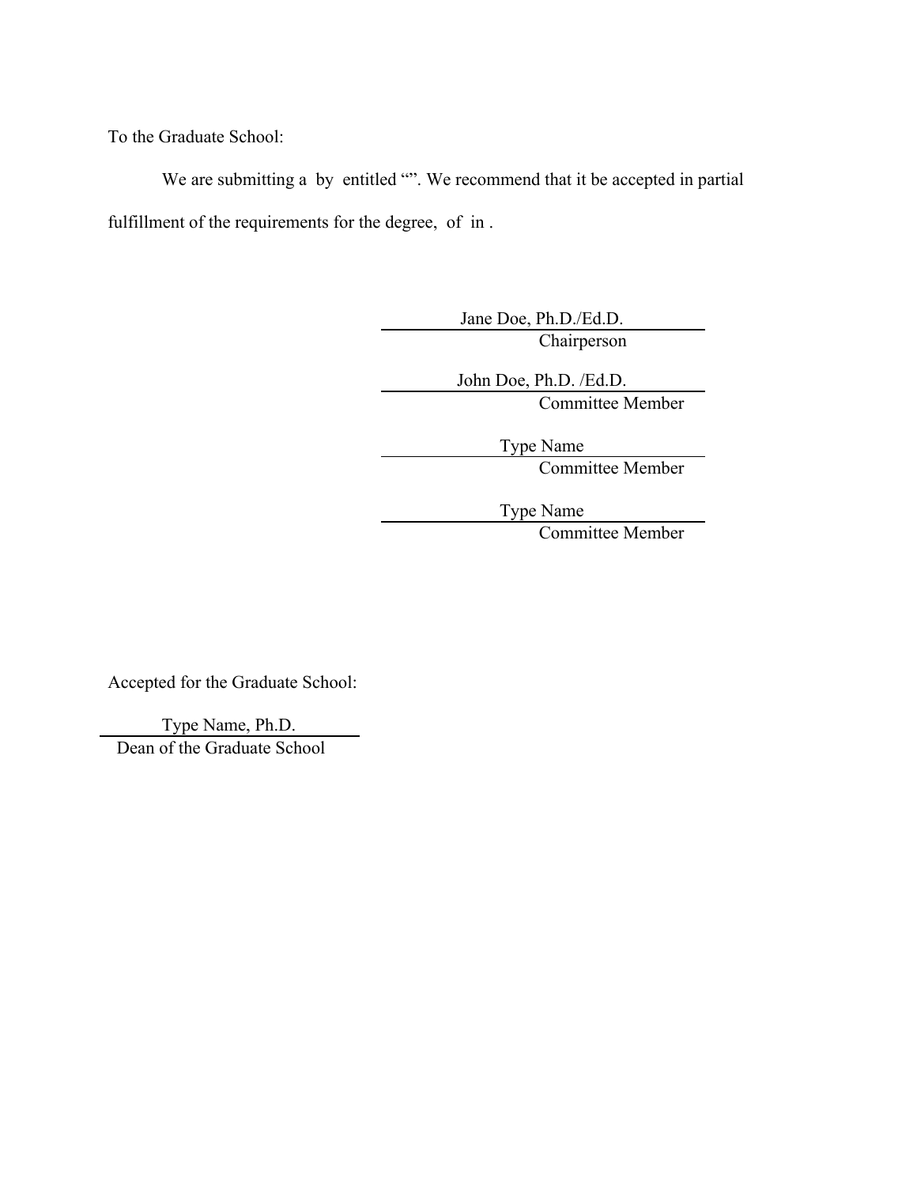To the Graduate School:

We are submitting a  by  entitled “”. We recommend that it be accepted in partial fulfillment of the requirements for the degree,  of  in .

Jane Doe, Ph.D./Ed.D.
Chairperson

John Doe, Ph.D. /Ed.D.
Committee Member

Type Name
Committee Member

Type Name
Committee Member

Accepted for the Graduate School:

Type Name, Ph.D.
Dean of the Graduate School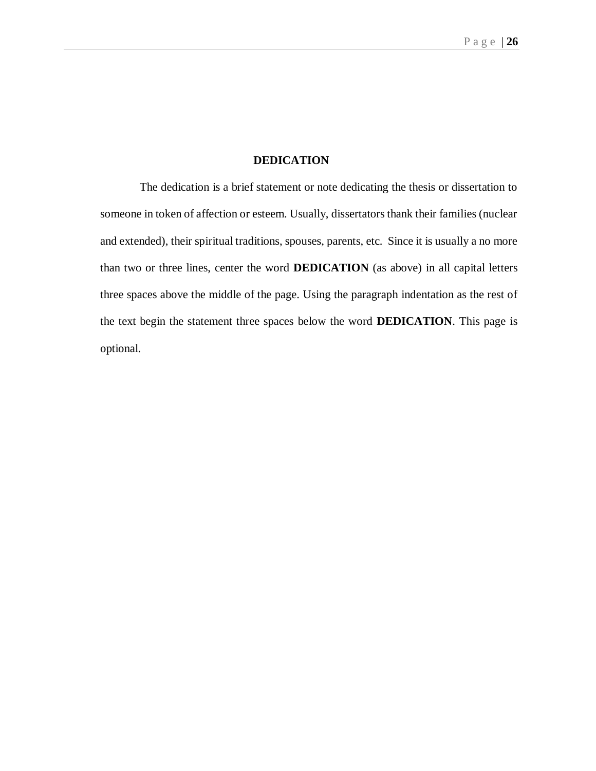**DEDICATION**

The dedication is a brief statement or note dedicating the thesis or dissertation to someone in token of affection or esteem. Usually, dissertators thank their families (nuclear and extended), their spiritual traditions, spouses, parents, etc. Since it is usually a no more than two or three lines, center the word **DEDICATION** (as above) in all capital letters three spaces above the middle of the page. Using the paragraph indentation as the rest of the text begin the statement three spaces below the word **DEDICATION**. This page is optional.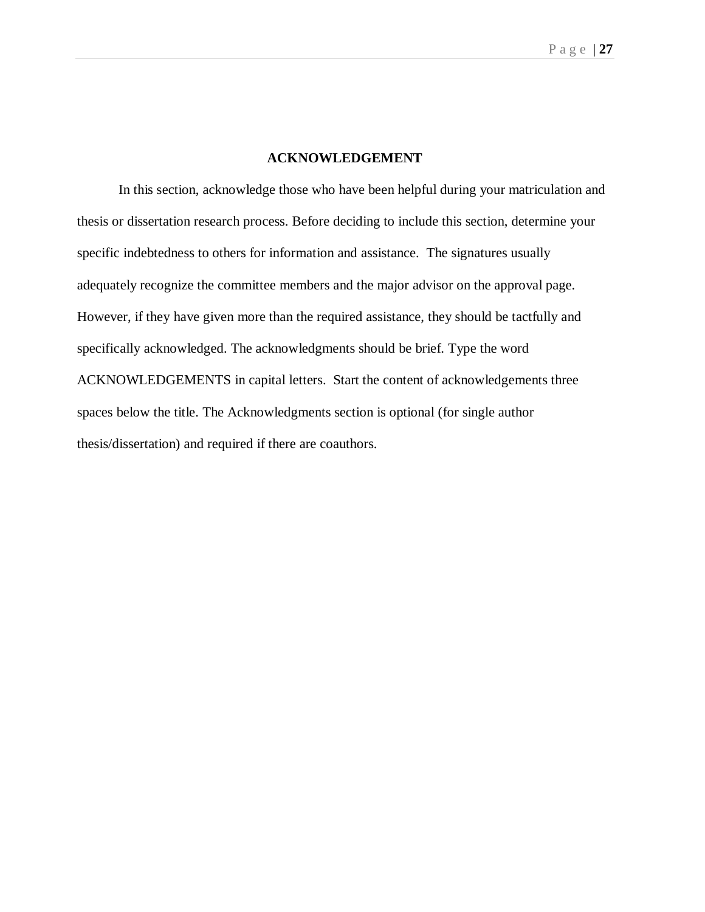## ACKNOWLEDGEMENT

In this section, acknowledge those who have been helpful during your matriculation and thesis or dissertation research process. Before deciding to include this section, determine your specific indebtedness to others for information and assistance. The signatures usually adequately recognize the committee members and the major advisor on the approval page. However, if they have given more than the required assistance, they should be tactfully and specifically acknowledged. The acknowledgments should be brief. Type the word ACKNOWLEDGEMENTS in capital letters. Start the content of acknowledgements three spaces below the title. The Acknowledgments section is optional (for single author thesis/dissertation) and required if there are coauthors.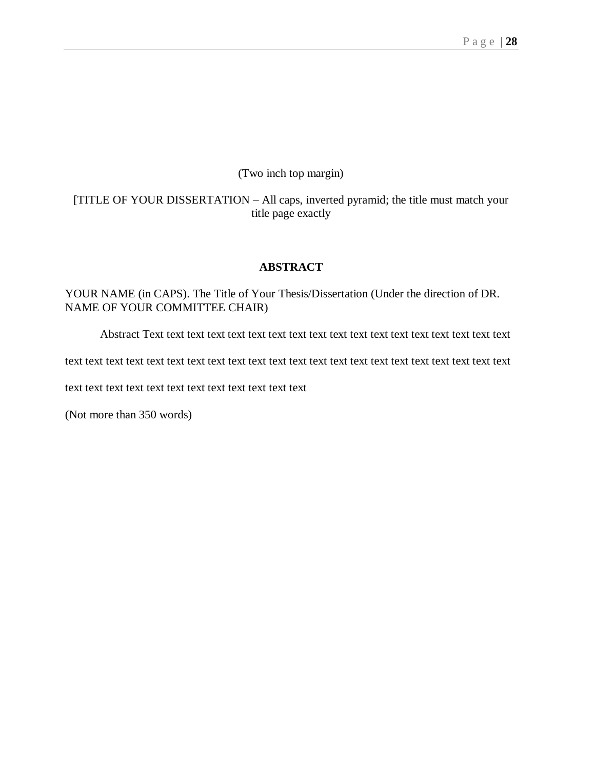(Two inch top margin)

[TITLE OF YOUR DISSERTATION – All caps, inverted pyramid; the title must match your title page exactly

**ABSTRACT**

YOUR NAME (in CAPS). The Title of Your Thesis/Dissertation (Under the direction of DR. NAME OF YOUR COMMITTEE CHAIR)

Abstract Text text text text text text text text text text text text text text text text text text text text text text text text text text text text text text text text text text text text text text text text text text text text text text text text text text text text text text text text text

(Not more than 350 words)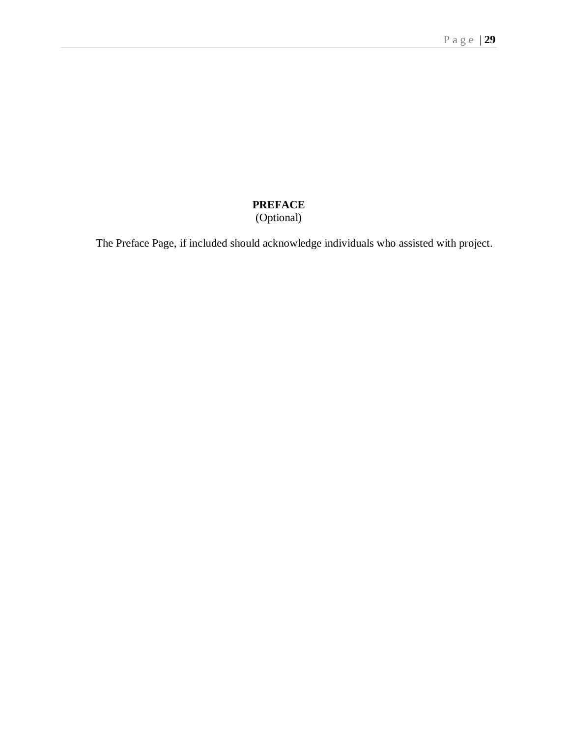**PREFACE**
(Optional)

The Preface Page, if included should acknowledge individuals who assisted with project.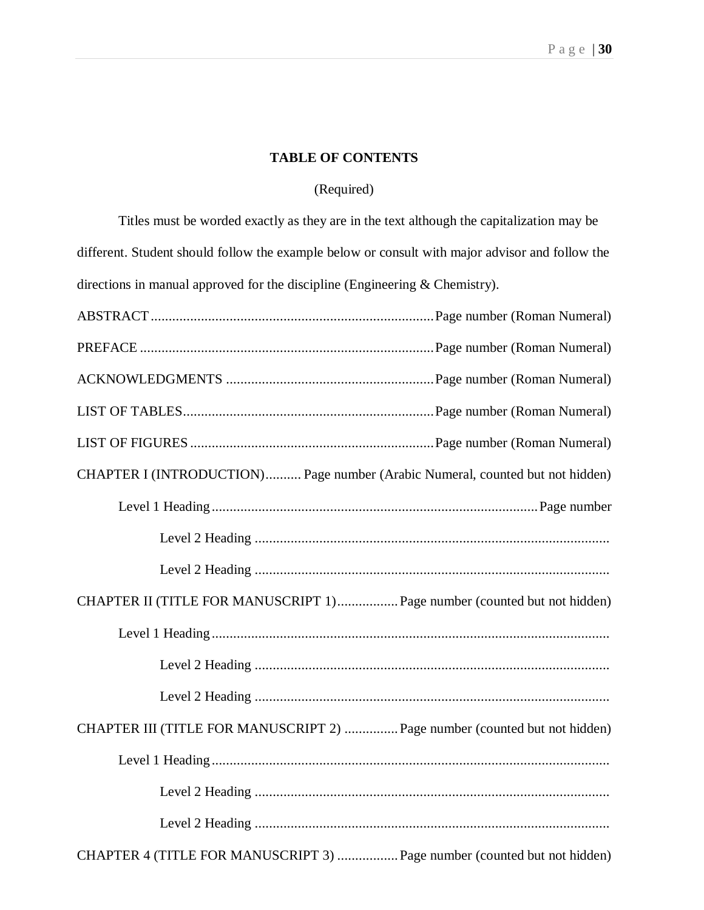**TABLE OF CONTENTS**

(Required)

Titles must be worded exactly as they are in the text although the capitalization may be different. Student should follow the example below or consult with major advisor and follow the directions in manual approved for the discipline (Engineering & Chemistry).

ABSTRACT ............................................................................... Page number (Roman Numeral)

PREFACE ................................................................................. Page number (Roman Numeral)

ACKNOWLEDGMENTS .......................................................... Page number (Roman Numeral)

LIST OF TABLES ...................................................................... Page number (Roman Numeral)

LIST OF FIGURES .................................................................... Page number (Roman Numeral)

CHAPTER I (INTRODUCTION).......... Page number (Arabic Numeral, counted but not hidden)

Level 1 Heading ............................................................................................ Page number

Level 2 Heading ...................................................................................................

Level 2 Heading ...................................................................................................

CHAPTER II (TITLE FOR MANUSCRIPT 1) ................. Page number (counted but not hidden)

Level 1 Heading ................................................................................................................

Level 2 Heading ...................................................................................................

Level 2 Heading ...................................................................................................

CHAPTER III (TITLE FOR MANUSCRIPT 2) ............... Page number (counted but not hidden)

Level 1 Heading ................................................................................................................

Level 2 Heading ...................................................................................................

Level 2 Heading ...................................................................................................

CHAPTER 4 (TITLE FOR MANUSCRIPT 3) ................. Page number (counted but not hidden)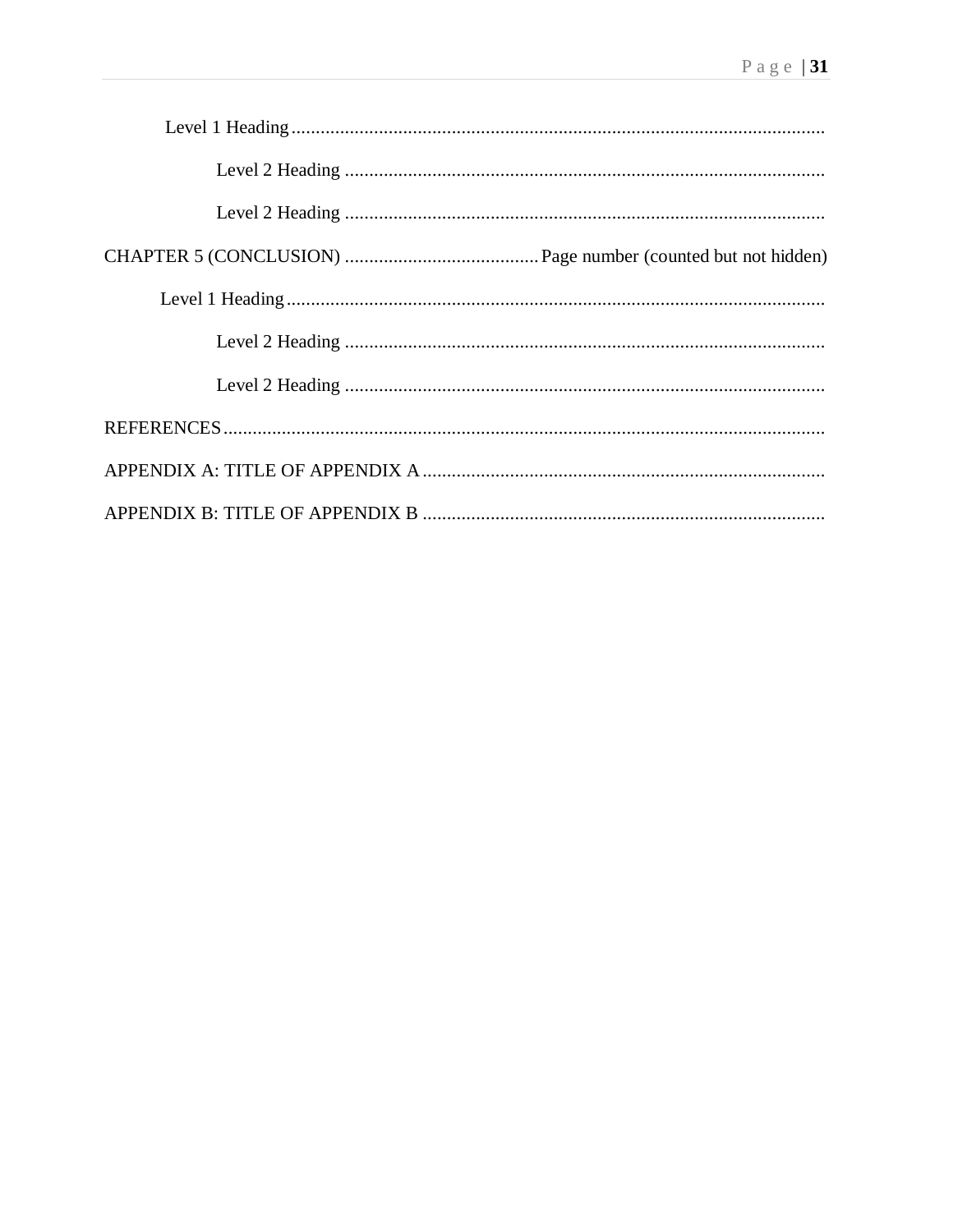Level 1 Heading..............................................................................................................

Level 2 Heading ...................................................................................................

Level 2 Heading ...................................................................................................

CHAPTER 5 (CONCLUSION) ........................................Page number (counted but not hidden)

Level 1 Heading..............................................................................................................

Level 2 Heading ...................................................................................................

Level 2 Heading ...................................................................................................

REFERENCES...........................................................................................................................

APPENDIX A: TITLE OF APPENDIX A..................................................................................

APPENDIX B: TITLE OF APPENDIX B ..................................................................................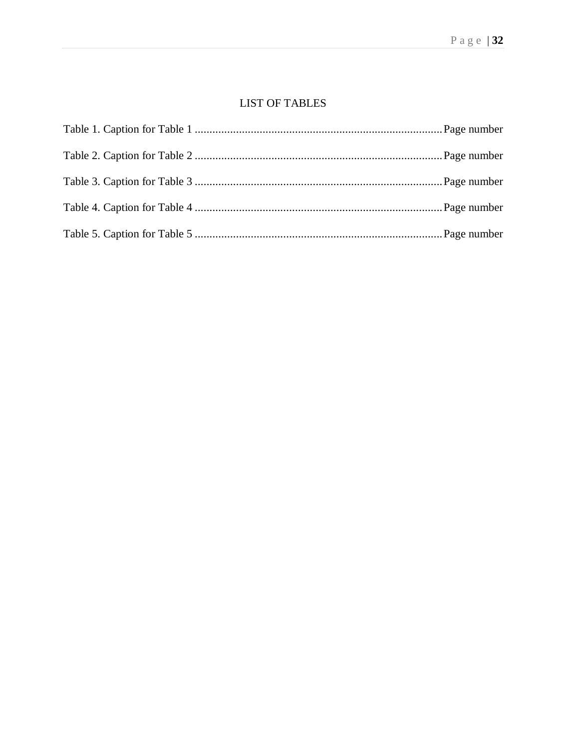# LIST OF TABLES

Table 1. Caption for Table 1 .................................................................................... Page number

Table 2. Caption for Table 2 .................................................................................... Page number

Table 3. Caption for Table 3 .................................................................................... Page number

Table 4. Caption for Table 4 .................................................................................... Page number

Table 5. Caption for Table 5 .................................................................................... Page number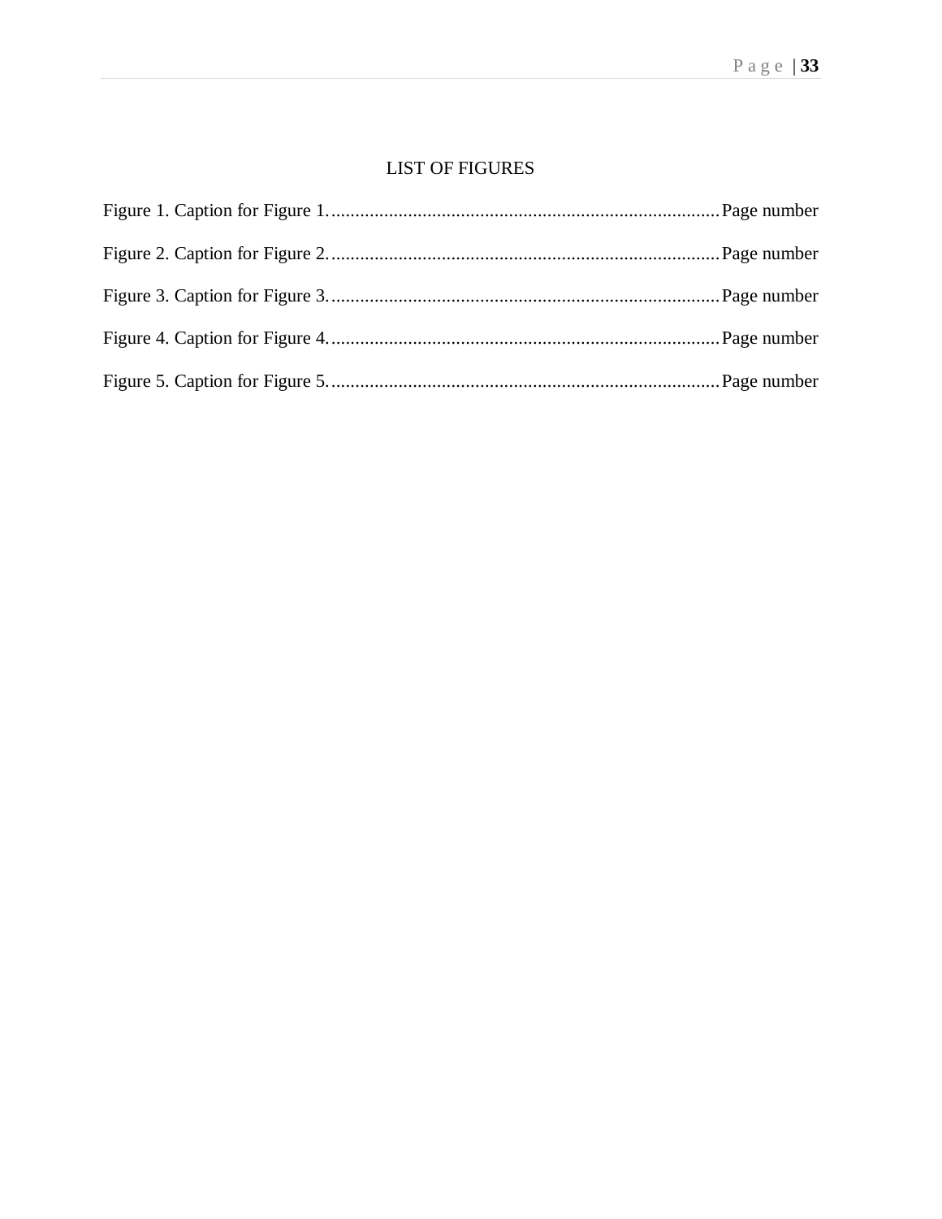## LIST OF FIGURES

Figure 1. Caption for Figure 1. ........................................................................ Page number

Figure 2. Caption for Figure 2. ........................................................................ Page number

Figure 3. Caption for Figure 3. ........................................................................ Page number

Figure 4. Caption for Figure 4. ........................................................................ Page number

Figure 5. Caption for Figure 5. ........................................................................ Page number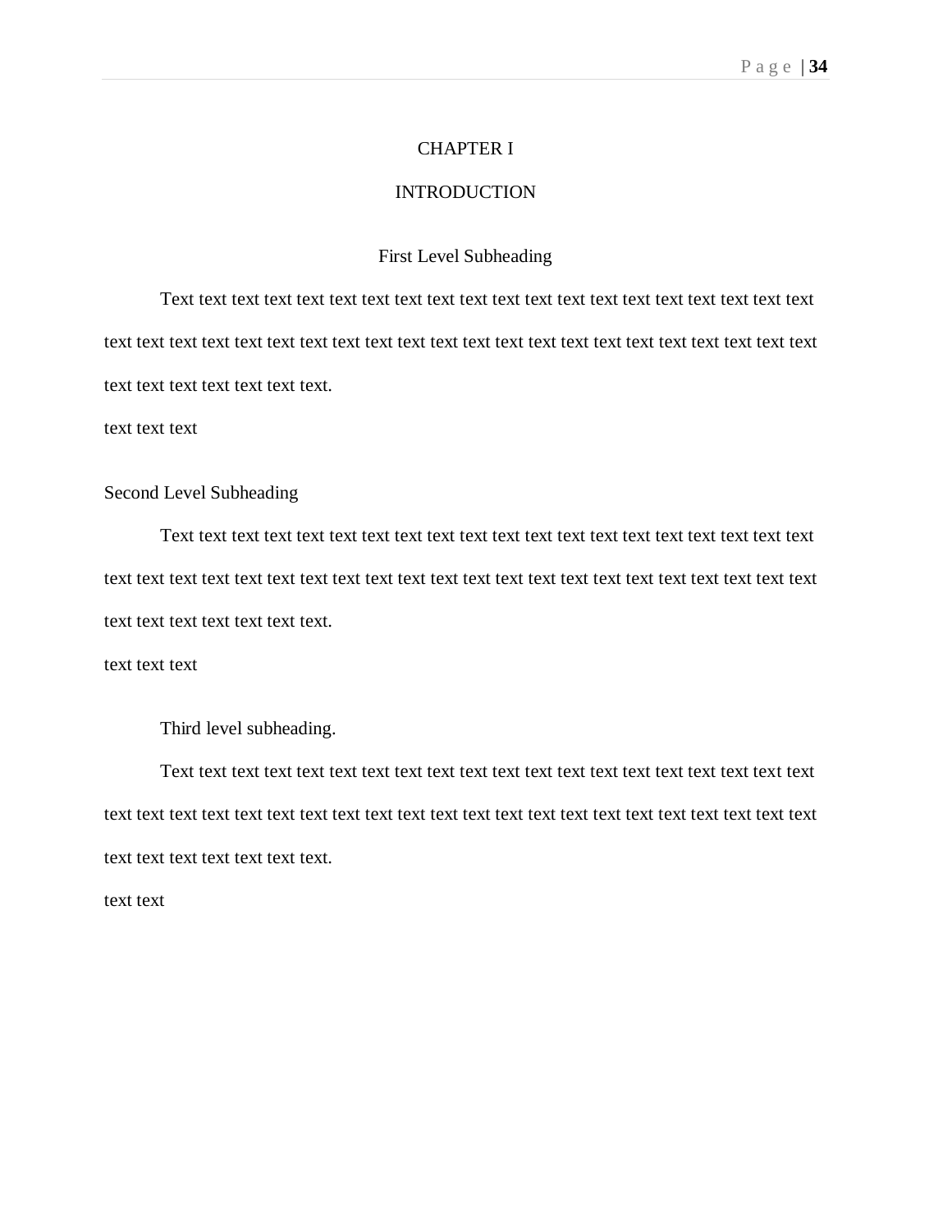# CHAPTER I

# INTRODUCTION

## First Level Subheading

Text text text text text text text text text text text text text text text text text text text text text text text text text text text text text text text text text text text text text text text text text text text text text text text text.

text text text

### Second Level Subheading

Text text text text text text text text text text text text text text text text text text text text text text text text text text text text text text text text text text text text text text text text text text text text text text text text.

text text text

#### Third level subheading.

Text text text text text text text text text text text text text text text text text text text text text text text text text text text text text text text text text text text text text text text text text text text text text text text text.

text text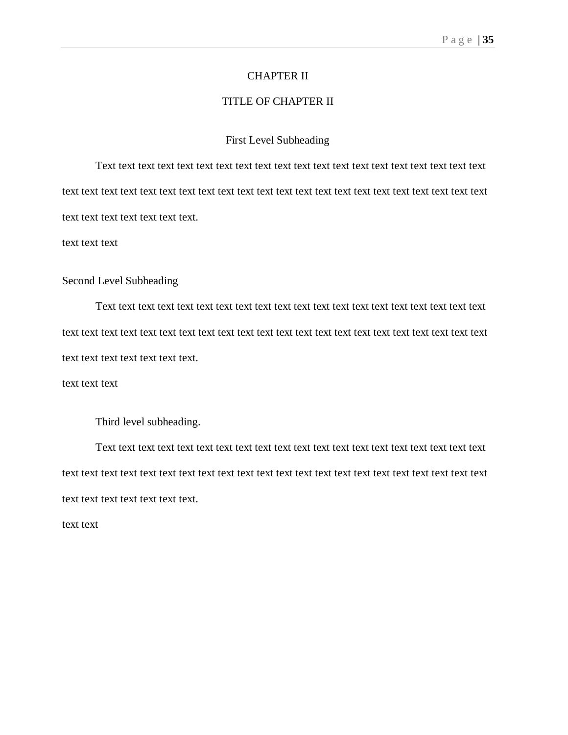# CHAPTER II

# TITLE OF CHAPTER II

## First Level Subheading

Text text text text text text text text text text text text text text text text text text text text text text text text text text text text text text text text text text text text text text text text text text text text text text text text text text text.

text text text

### Second Level Subheading

Text text text text text text text text text text text text text text text text text text text text text text text text text text text text text text text text text text text text text text text text text text text text text text text text text text text.

text text text

#### Third level subheading.

Text text text text text text text text text text text text text text text text text text text text text text text text text text text text text text text text text text text text text text text text text text text text text text text text text text text.

text text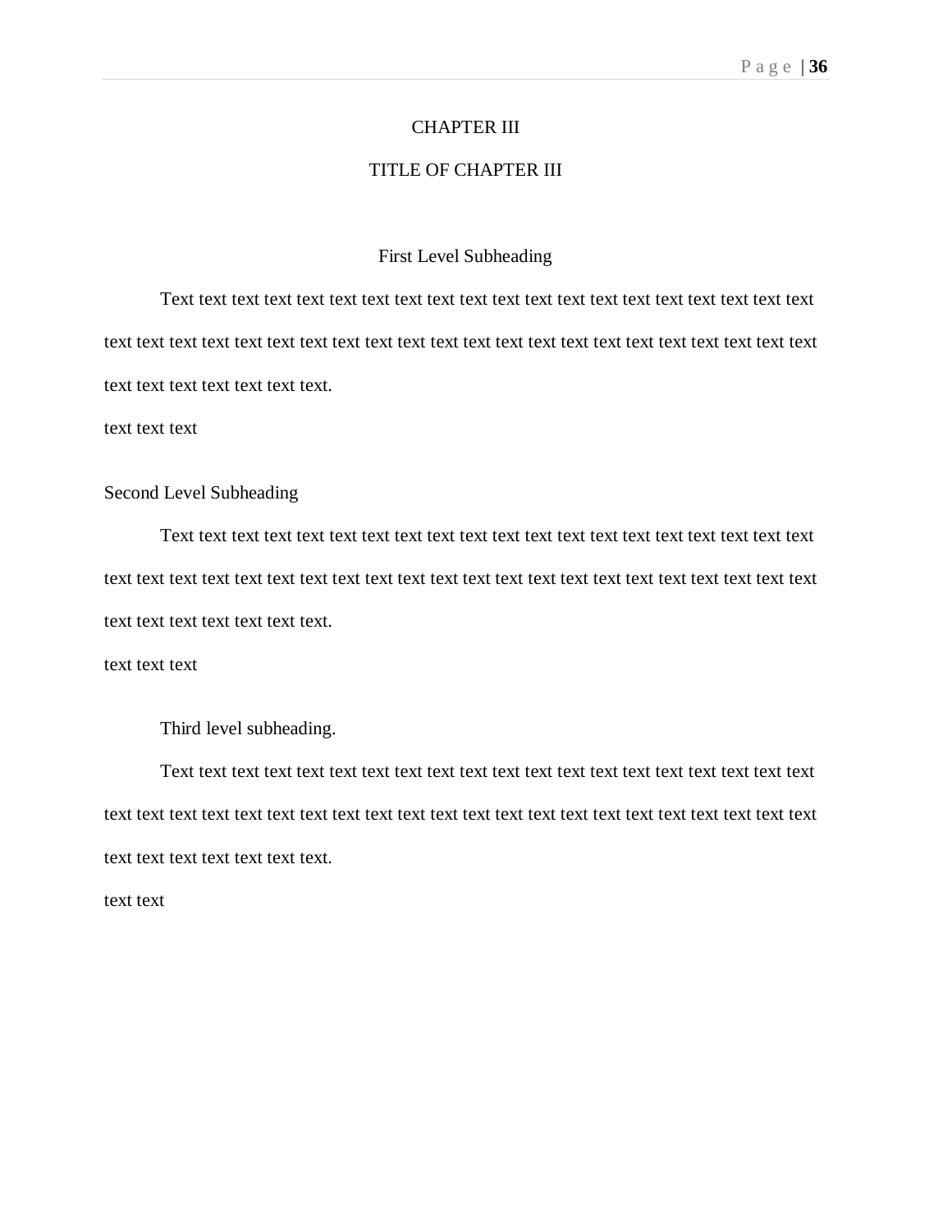# CHAPTER III

# TITLE OF CHAPTER III

## First Level Subheading

Text text text text text text text text text text text text text text text text text text text text text text text text text text text text text text text text text text text text text text text text text text text text text text text text text text text text text text text text.

text text text

### Second Level Subheading

Text text text text text text text text text text text text text text text text text text text text text text text text text text text text text text text text text text text text text text text text text text text text text text text text text text text text text text text text.

text text text

#### Third level subheading.

Text text text text text text text text text text text text text text text text text text text text text text text text text text text text text text text text text text text text text text text text text text text text text text text text text text text text text text text text.

text text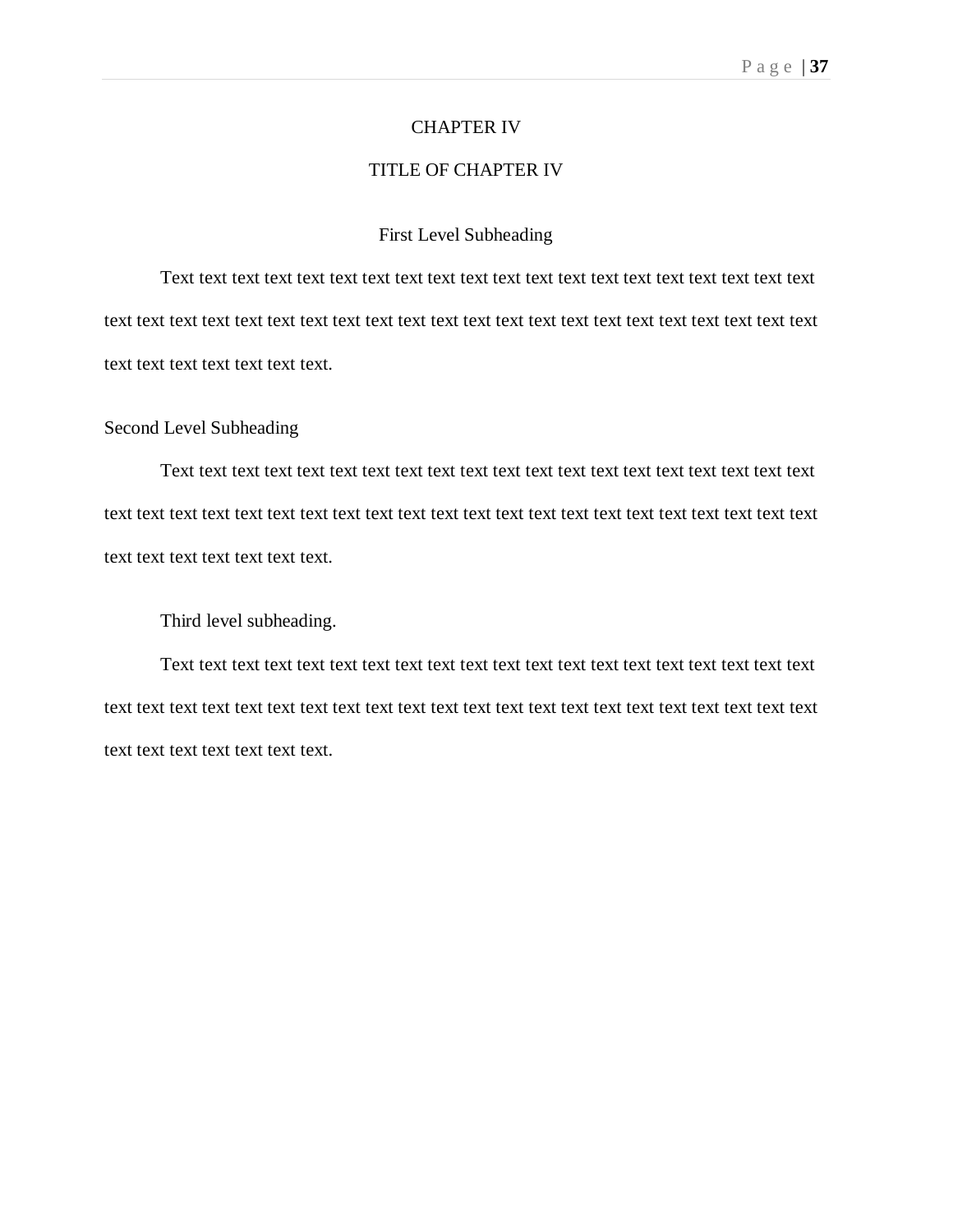# CHAPTER IV

# TITLE OF CHAPTER IV

## First Level Subheading

Text text text text text text text text text text text text text text text text text text text text text text text text text text text text text text text text text text text text text text text text text text text text text text text text text text text.

### Second Level Subheading

Text text text text text text text text text text text text text text text text text text text text text text text text text text text text text text text text text text text text text text text text text text text text text text text text text text text.

#### Third level subheading.

Text text text text text text text text text text text text text text text text text text text text text text text text text text text text text text text text text text text text text text text text text text text text text text text text text text text.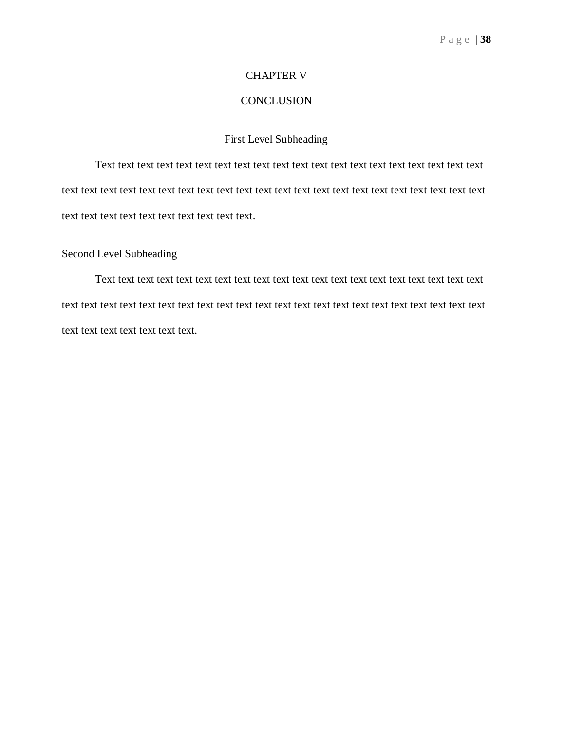# CHAPTER V

# CONCLUSION

## First Level Subheading

Text text text text text text text text text text text text text text text text text text text text text text text text text text text text text text text text text text text text text text text text text text text text text text text text text text text text text text text.

### Second Level Subheading

Text text text text text text text text text text text text text text text text text text text text text text text text text text text text text text text text text text text text text text text text text text text text text text text text text text text text.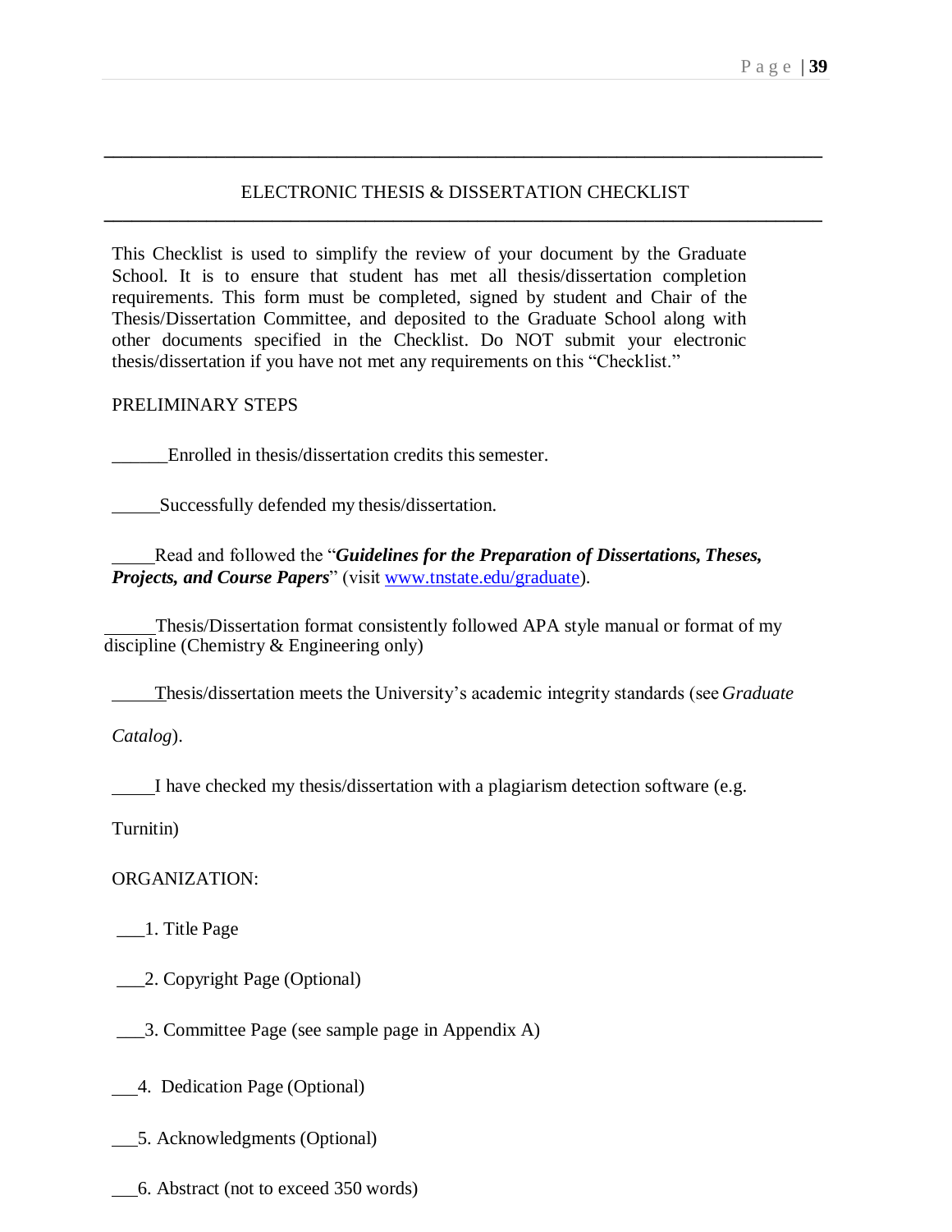---

## ELECTRONIC THESIS & DISSERTATION CHECKLIST

---

This Checklist is used to simplify the review of your document by the Graduate School. It is to ensure that student has met all thesis/dissertation completion requirements. This form must be completed, signed by student and Chair of the Thesis/Dissertation Committee, and deposited to the Graduate School along with other documents specified in the Checklist. Do NOT submit your electronic thesis/dissertation if you have not met any requirements on this "Checklist."

PRELIMINARY STEPS

______Enrolled in thesis/dissertation credits this semester.

_____Successfully defended my thesis/dissertation.

_____Read and followed the "***Guidelines for the Preparation of Dissertations, Theses, Projects, and Course Papers***" (visit www.tnstate.edu/graduate).

______Thesis/Dissertation format consistently followed APA style manual or format of my discipline (Chemistry & Engineering only)

_____Thesis/dissertation meets the University's academic integrity standards (see *Graduate Catalog*).

_____I have checked my thesis/dissertation with a plagiarism detection software (e.g. Turnitin)

ORGANIZATION:

___1. Title Page

___2. Copyright Page (Optional)

___3. Committee Page (see sample page in Appendix A)

___4. Dedication Page (Optional)

___5. Acknowledgments (Optional)

___6. Abstract (not to exceed 350 words)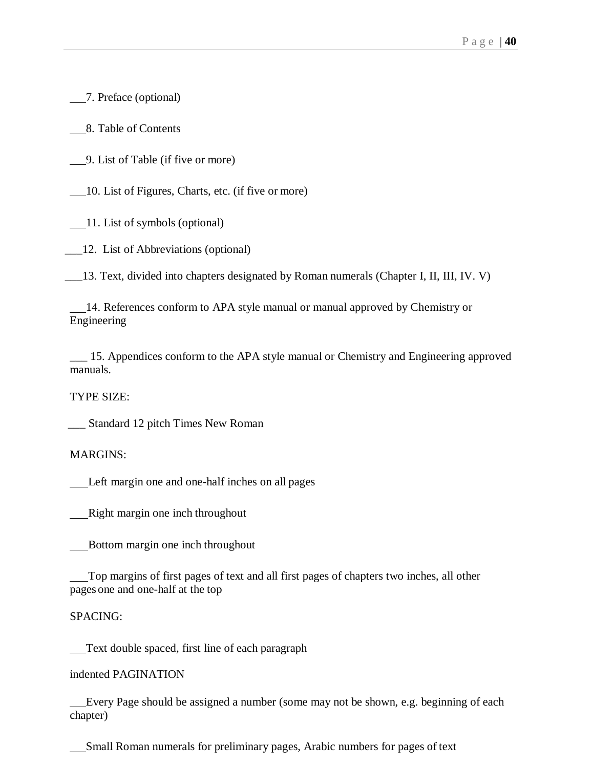___7. Preface (optional)

___8. Table of Contents

___9. List of Table (if five or more)

___10. List of Figures, Charts, etc. (if five or more)

___11. List of symbols (optional)

___12.  List of Abbreviations (optional)

___13. Text, divided into chapters designated by Roman numerals (Chapter I, II, III, IV. V)

___14. References conform to APA style manual or manual approved by Chemistry or Engineering

___ 15. Appendices conform to the APA style manual or Chemistry and Engineering approved manuals.

TYPE SIZE:

___ Standard 12 pitch Times New Roman

MARGINS:

___Left margin one and one-half inches on all pages

___Right margin one inch throughout

___Bottom margin one inch throughout

___Top margins of first pages of text and all first pages of chapters two inches, all other pages one and one-half at the top

SPACING:

___Text double spaced, first line of each paragraph

indented PAGINATION

___Every Page should be assigned a number (some may not be shown, e.g. beginning of each chapter)

___Small Roman numerals for preliminary pages, Arabic numbers for pages of text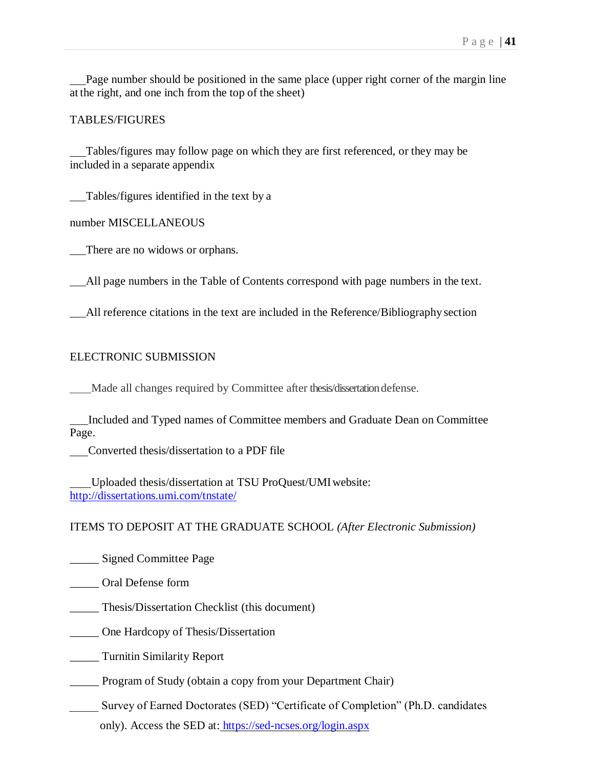___Page number should be positioned in the same place (upper right corner of the margin line at the right, and one inch from the top of the sheet)

TABLES/FIGURES

___Tables/figures may follow page on which they are first referenced, or they may be included in a separate appendix

___Tables/figures identified in the text by a

number MISCELLANEOUS

___There are no widows or orphans.

___All page numbers in the Table of Contents correspond with page numbers in the text.

___All reference citations in the text are included in the Reference/Bibliography section

ELECTRONIC SUBMISSION

____Made all changes required by Committee after thesis/dissertation defense.

___Included and Typed names of Committee members and Graduate Dean on Committee Page.

___Converted thesis/dissertation to a PDF file

____Uploaded thesis/dissertation at TSU ProQuest/UMI website: http://dissertations.umi.com/tnstate/

ITEMS TO DEPOSIT AT THE GRADUATE SCHOOL *(After Electronic Submission)*

_____ Signed Committee Page

_____ Oral Defense form

_____ Thesis/Dissertation Checklist (this document)

_____ One Hardcopy of Thesis/Dissertation

_____ Turnitin Similarity Report

_____ Program of Study (obtain a copy from your Department Chair)

_____ Survey of Earned Doctorates (SED) "Certificate of Completion" (Ph.D. candidates only). Access the SED at: https://sed-ncses.org/login.aspx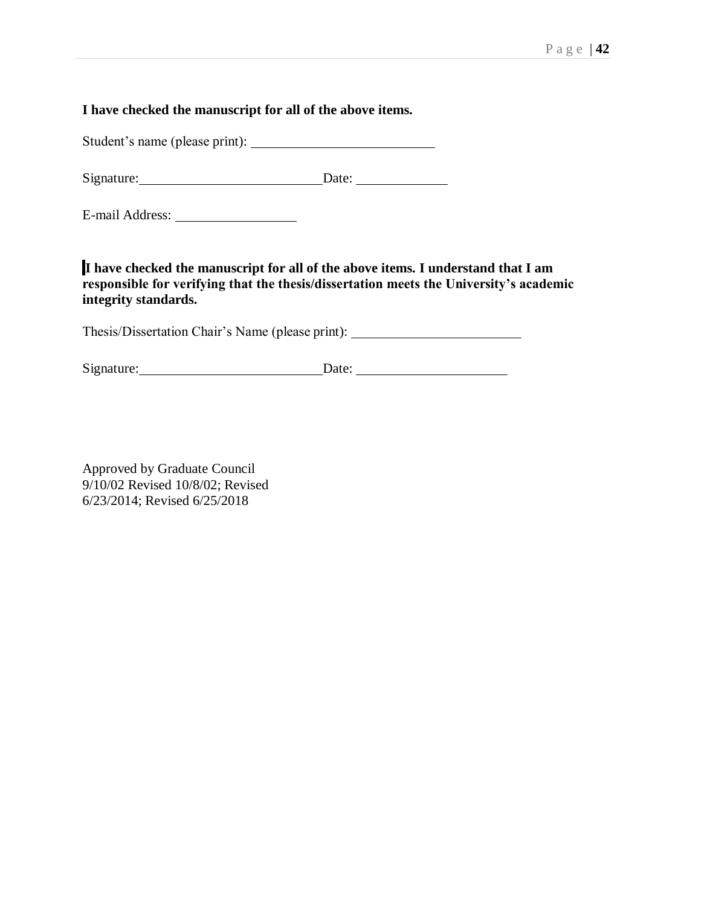**I have checked the manuscript for all of the above items.**

Student's name (please print): ____________________________

Signature:____________________________Date: ______________

E-mail Address: __________________

**I have checked the manuscript for all of the above items. I understand that I am responsible for verifying that the thesis/dissertation meets the University's academic integrity standards.**

Thesis/Dissertation Chair's Name (please print): __________________________

Signature:____________________________Date: _______________________

Approved by Graduate Council
9/10/02 Revised 10/8/02; Revised
6/23/2014; Revised 6/25/2018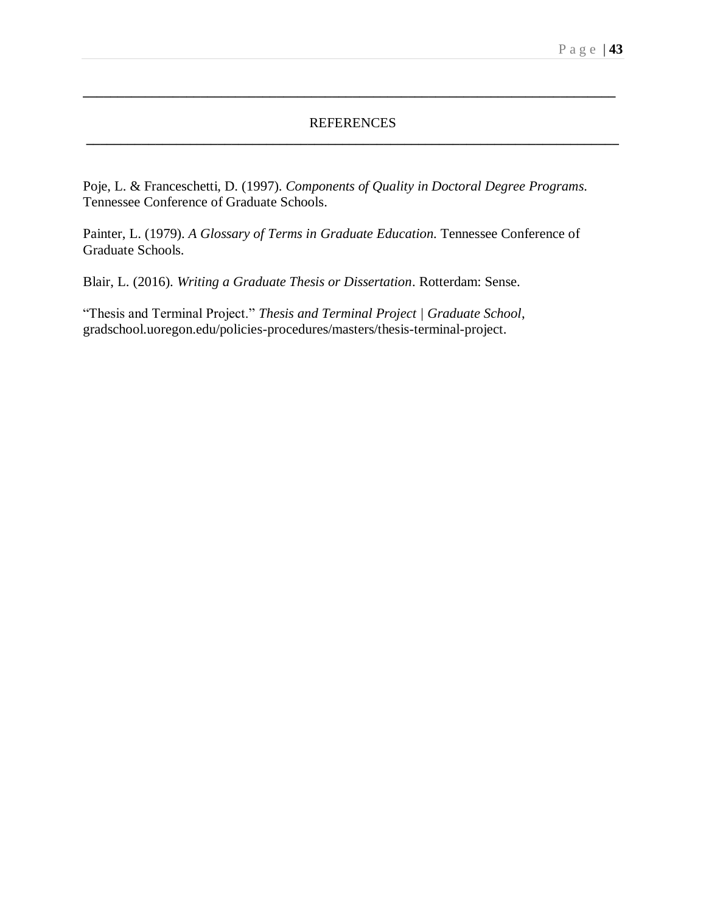## REFERENCES

Poje, L. & Franceschetti, D. (1997). *Components of Quality in Doctoral Degree Programs.* Tennessee Conference of Graduate Schools.

Painter, L. (1979). *A Glossary of Terms in Graduate Education.* Tennessee Conference of Graduate Schools.

Blair, L. (2016). *Writing a Graduate Thesis or Dissertation*. Rotterdam: Sense.

"Thesis and Terminal Project." *Thesis and Terminal Project | Graduate School*, gradschool.uoregon.edu/policies-procedures/masters/thesis-terminal-project.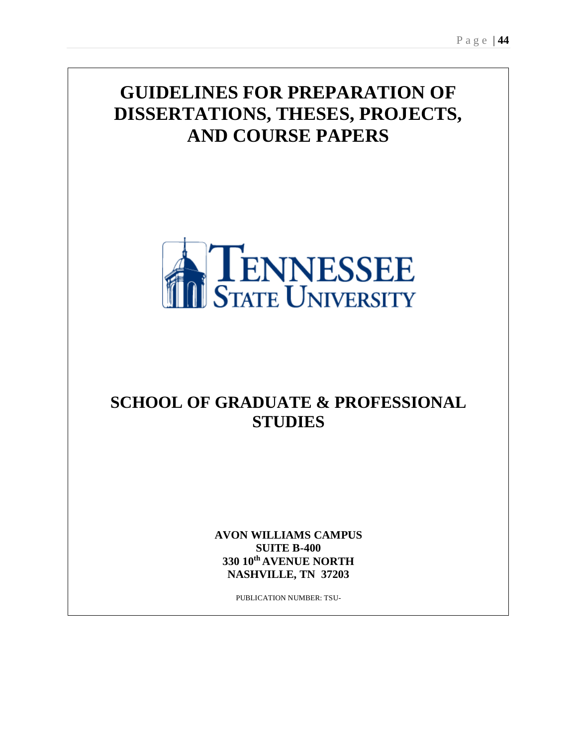# GUIDELINES FOR PREPARATION OF DISSERTATIONS, THESES, PROJECTS, AND COURSE PAPERS

TENNESSEE STATE UNIVERSITY

## SCHOOL OF GRADUATE & PROFESSIONAL STUDIES

**AVON WILLIAMS CAMPUS**
**SUITE B-400**
**330 10th AVENUE NORTH**
**NASHVILLE, TN 37203**

PUBLICATION NUMBER: TSU-